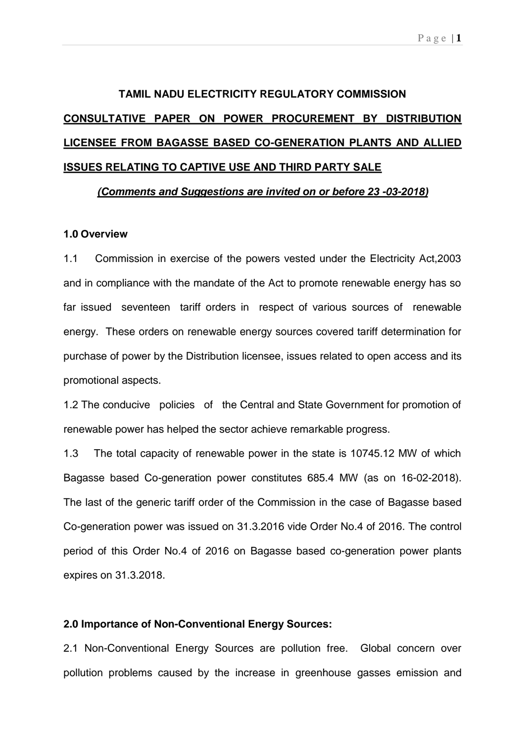# TAMIL NADU ELECTRICITY REGULATORY COMMISSION

## CONSULTATIVE PAPER ON POWER PROCUREMENT BY DISTRIBUTION LICENSEE FROM BAGASSE BASED CO-GENERATION PLANTS AND ALLIED ISSUES RELATING TO CAPTIVE USE AND THIRD PARTY SALE

***(Comments and Suggestions are invited on or before 23 -03-2018)***

### 1.0 Overview

1.1 Commission in exercise of the powers vested under the Electricity Act,2003 and in compliance with the mandate of the Act to promote renewable energy has so far issued seventeen tariff orders in respect of various sources of renewable energy. These orders on renewable energy sources covered tariff determination for purchase of power by the Distribution licensee, issues related to open access and its promotional aspects.

1.2 The conducive policies of the Central and State Government for promotion of renewable power has helped the sector achieve remarkable progress.

1.3 The total capacity of renewable power in the state is 10745.12 MW of which Bagasse based Co-generation power constitutes 685.4 MW (as on 16-02-2018). The last of the generic tariff order of the Commission in the case of Bagasse based Co-generation power was issued on 31.3.2016 vide Order No.4 of 2016. The control period of this Order No.4 of 2016 on Bagasse based co-generation power plants expires on 31.3.2018.

### 2.0 Importance of Non-Conventional Energy Sources:

2.1 Non-Conventional Energy Sources are pollution free. Global concern over pollution problems caused by the increase in greenhouse gasses emission and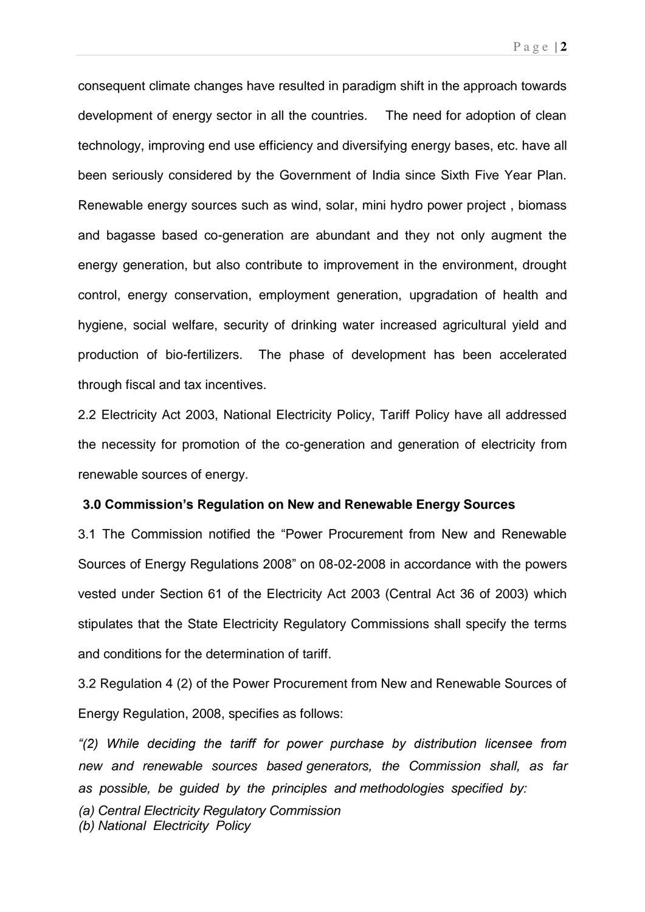consequent climate changes have resulted in paradigm shift in the approach towards development of energy sector in all the countries. The need for adoption of clean technology, improving end use efficiency and diversifying energy bases, etc. have all been seriously considered by the Government of India since Sixth Five Year Plan. Renewable energy sources such as wind, solar, mini hydro power project , biomass and bagasse based co-generation are abundant and they not only augment the energy generation, but also contribute to improvement in the environment, drought control, energy conservation, employment generation, upgradation of health and hygiene, social welfare, security of drinking water increased agricultural yield and production of bio-fertilizers. The phase of development has been accelerated through fiscal and tax incentives.

2.2 Electricity Act 2003, National Electricity Policy, Tariff Policy have all addressed the necessity for promotion of the co-generation and generation of electricity from renewable sources of energy.

**3.0 Commission's Regulation on New and Renewable Energy Sources**

3.1 The Commission notified the "Power Procurement from New and Renewable Sources of Energy Regulations 2008" on 08-02-2008 in accordance with the powers vested under Section 61 of the Electricity Act 2003 (Central Act 36 of 2003) which stipulates that the State Electricity Regulatory Commissions shall specify the terms and conditions for the determination of tariff.

3.2 Regulation 4 (2) of the Power Procurement from New and Renewable Sources of Energy Regulation, 2008, specifies as follows:

*"(2) While deciding the tariff for power purchase by distribution licensee from new and renewable sources based generators, the Commission shall, as far as possible, be guided by the principles and methodologies specified by:*

*(a) Central Electricity Regulatory Commission*
*(b) National Electricity Policy*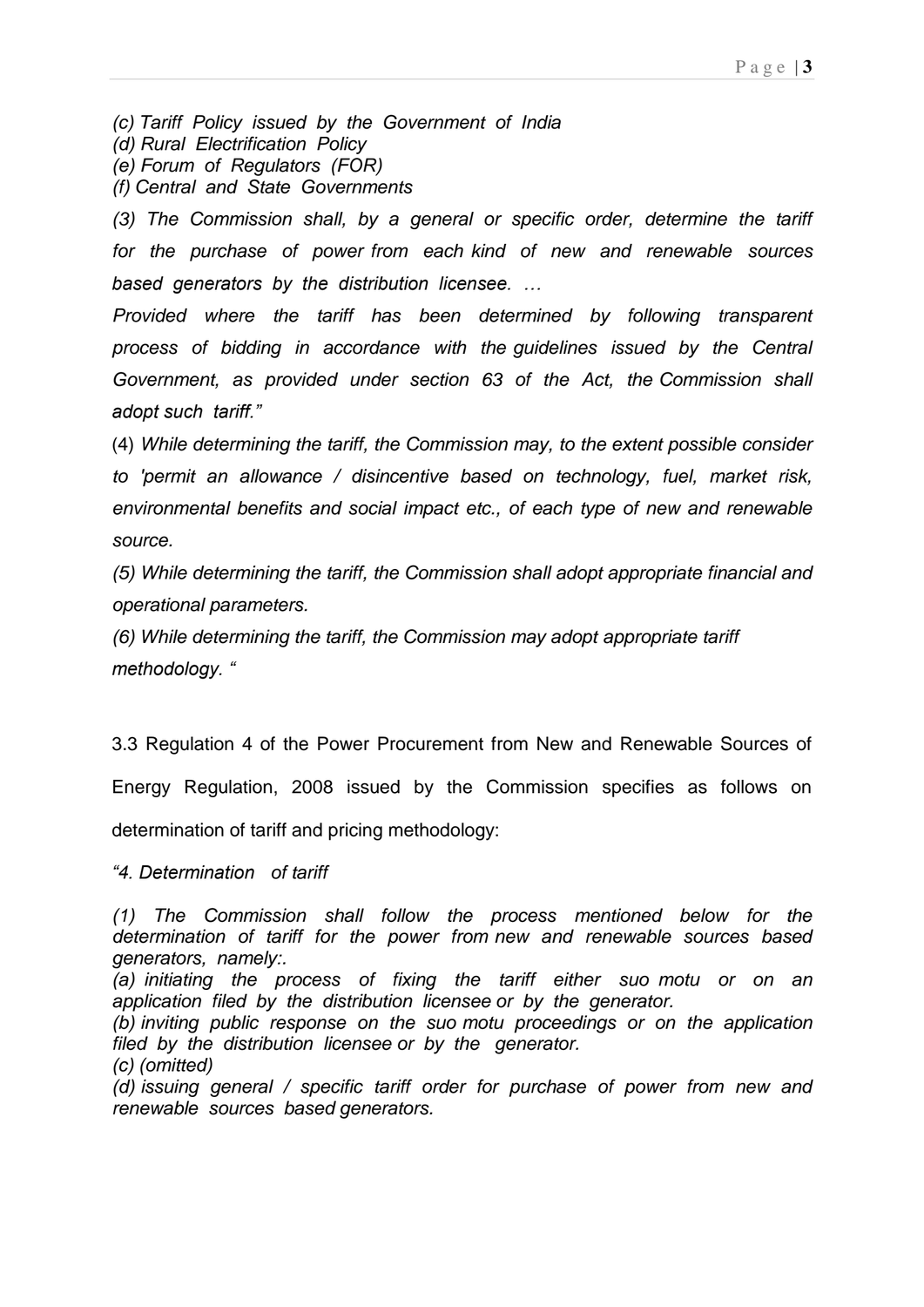*(c) Tariff Policy issued by the Government of India*
*(d) Rural Electrification Policy*
*(e) Forum of Regulators (FOR)*
*(f) Central and State Governments*

*(3) The Commission shall, by a general or specific order, determine the tariff for the purchase of power from each kind of new and renewable sources based generators by the distribution licensee. …*

*Provided where the tariff has been determined by following transparent process of bidding in accordance with the guidelines issued by the Central Government, as provided under section 63 of the Act, the Commission shall adopt such tariff."*

(4) *While determining the tariff, the Commission may, to the extent possible consider to 'permit an allowance / disincentive based on technology, fuel, market risk, environmental benefits and social impact etc., of each type of new and renewable source.*

*(5) While determining the tariff, the Commission shall adopt appropriate financial and operational parameters.*

*(6) While determining the tariff, the Commission may adopt appropriate tariff methodology. "*

3.3 Regulation 4 of the Power Procurement from New and Renewable Sources of Energy Regulation, 2008 issued by the Commission specifies as follows on determination of tariff and pricing methodology:

*"4. Determination of tariff*

*(1) The Commission shall follow the process mentioned below for the determination of tariff for the power from new and renewable sources based generators, namely:.*
*(a) initiating the process of fixing the tariff either suo motu or on an application filed by the distribution licensee or by the generator.*
*(b) inviting public response on the suo motu proceedings or on the application filed by the distribution licensee or by the generator.*
*(c) (omitted)*
*(d) issuing general / specific tariff order for purchase of power from new and renewable sources based generators.*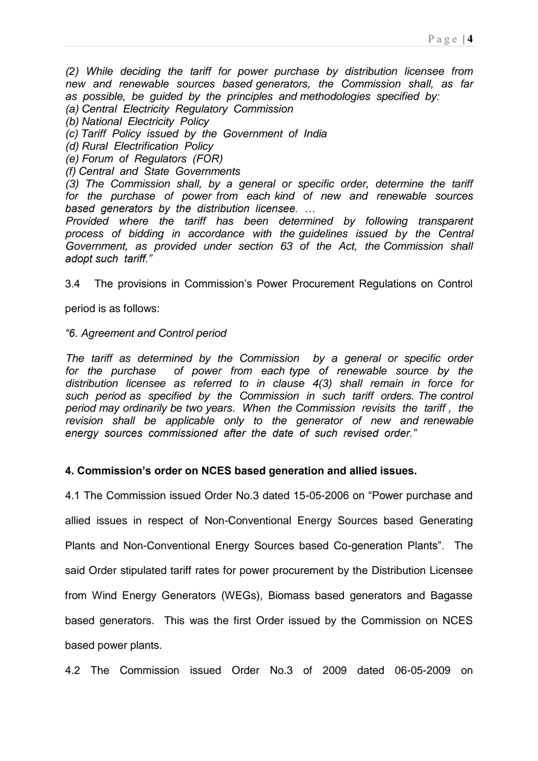*(2) While deciding the tariff for power purchase by distribution licensee from new and renewable sources based generators, the Commission shall, as far as possible, be guided by the principles and methodologies specified by:*
*(a) Central Electricity Regulatory Commission*
*(b) National Electricity Policy*
*(c) Tariff Policy issued by the Government of India*
*(d) Rural Electrification Policy*
*(e) Forum of Regulators (FOR)*
*(f) Central and State Governments*
*(3) The Commission shall, by a general or specific order, determine the tariff for the purchase of power from each kind of new and renewable sources based generators by the distribution licensee. …*
*Provided where the tariff has been determined by following transparent process of bidding in accordance with the guidelines issued by the Central Government, as provided under section 63 of the Act, the Commission shall adopt such tariff."*

3.4 The provisions in Commission's Power Procurement Regulations on Control period is as follows:

*"6. Agreement and Control period*

*The tariff as determined by the Commission by a general or specific order for the purchase of power from each type of renewable source by the distribution licensee as referred to in clause 4(3) shall remain in force for such period as specified by the Commission in such tariff orders. The control period may ordinarily be two years. When the Commission revisits the tariff , the revision shall be applicable only to the generator of new and renewable energy sources commissioned after the date of such revised order."*

**4. Commission's order on NCES based generation and allied issues.**

4.1 The Commission issued Order No.3 dated 15-05-2006 on "Power purchase and allied issues in respect of Non-Conventional Energy Sources based Generating Plants and Non-Conventional Energy Sources based Co-generation Plants". The said Order stipulated tariff rates for power procurement by the Distribution Licensee from Wind Energy Generators (WEGs), Biomass based generators and Bagasse based generators. This was the first Order issued by the Commission on NCES based power plants.

4.2 The Commission issued Order No.3 of 2009 dated 06-05-2009 on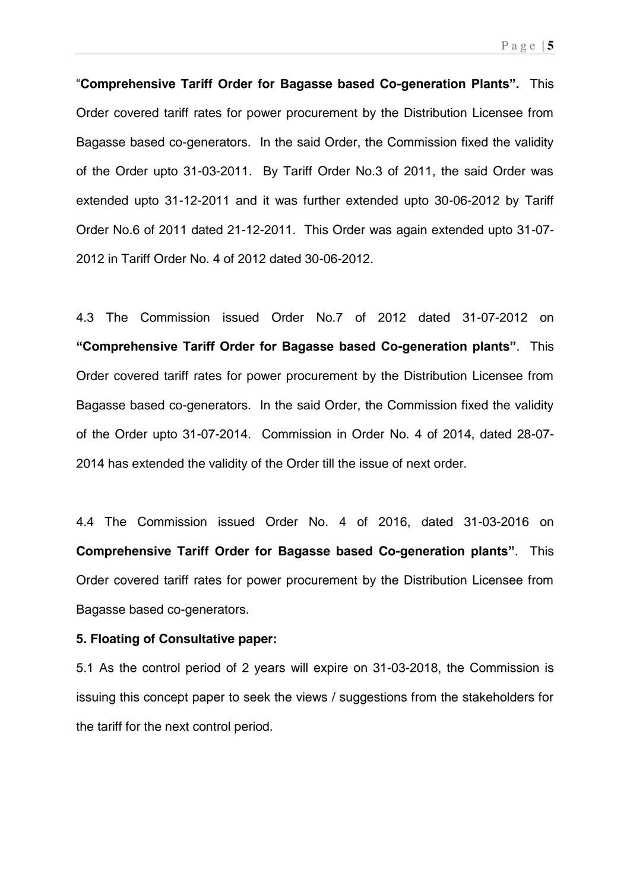"**Comprehensive Tariff Order for Bagasse based Co-generation Plants".** This Order covered tariff rates for power procurement by the Distribution Licensee from Bagasse based co-generators. In the said Order, the Commission fixed the validity of the Order upto 31-03-2011. By Tariff Order No.3 of 2011, the said Order was extended upto 31-12-2011 and it was further extended upto 30-06-2012 by Tariff Order No.6 of 2011 dated 21-12-2011. This Order was again extended upto 31-07-2012 in Tariff Order No. 4 of 2012 dated 30-06-2012.

4.3 The Commission issued Order No.7 of 2012 dated 31-07-2012 on **"Comprehensive Tariff Order for Bagasse based Co-generation plants"**. This Order covered tariff rates for power procurement by the Distribution Licensee from Bagasse based co-generators. In the said Order, the Commission fixed the validity of the Order upto 31-07-2014. Commission in Order No. 4 of 2014, dated 28-07-2014 has extended the validity of the Order till the issue of next order.

4.4 The Commission issued Order No. 4 of 2016, dated 31-03-2016 on **Comprehensive Tariff Order for Bagasse based Co-generation plants"**. This Order covered tariff rates for power procurement by the Distribution Licensee from Bagasse based co-generators.

**5. Floating of Consultative paper:**

5.1 As the control period of 2 years will expire on 31-03-2018, the Commission is issuing this concept paper to seek the views / suggestions from the stakeholders for the tariff for the next control period.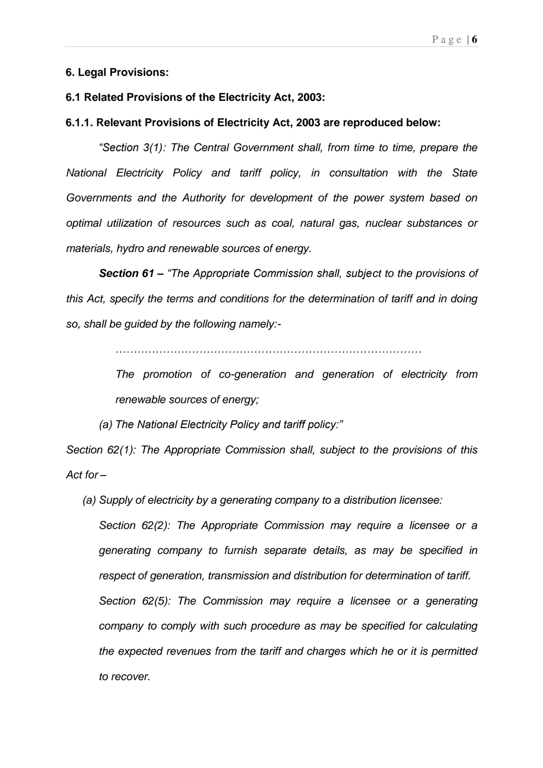**6. Legal Provisions:**

**6.1 Related Provisions of the Electricity Act, 2003:**

**6.1.1. Relevant Provisions of Electricity Act, 2003 are reproduced below:**

*"Section 3(1): The Central Government shall, from time to time, prepare the National Electricity Policy and tariff policy, in consultation with the State Governments and the Authority for development of the power system based on optimal utilization of resources such as coal, natural gas, nuclear substances or materials, hydro and renewable sources of energy.*

***Section 61 –*** *"The Appropriate Commission shall, subject to the provisions of this Act, specify the terms and conditions for the determination of tariff and in doing so, shall be guided by the following namely:-*

> *…………………………………………………………………………*
>
> *The promotion of co-generation and generation of electricity from renewable sources of energy;*

*(a) The National Electricity Policy and tariff policy:"*

*Section 62(1): The Appropriate Commission shall, subject to the provisions of this Act for –*

*(a) Supply of electricity by a generating company to a distribution licensee:*

*Section 62(2): The Appropriate Commission may require a licensee or a generating company to furnish separate details, as may be specified in respect of generation, transmission and distribution for determination of tariff.*

*Section 62(5): The Commission may require a licensee or a generating company to comply with such procedure as may be specified for calculating the expected revenues from the tariff and charges which he or it is permitted to recover.*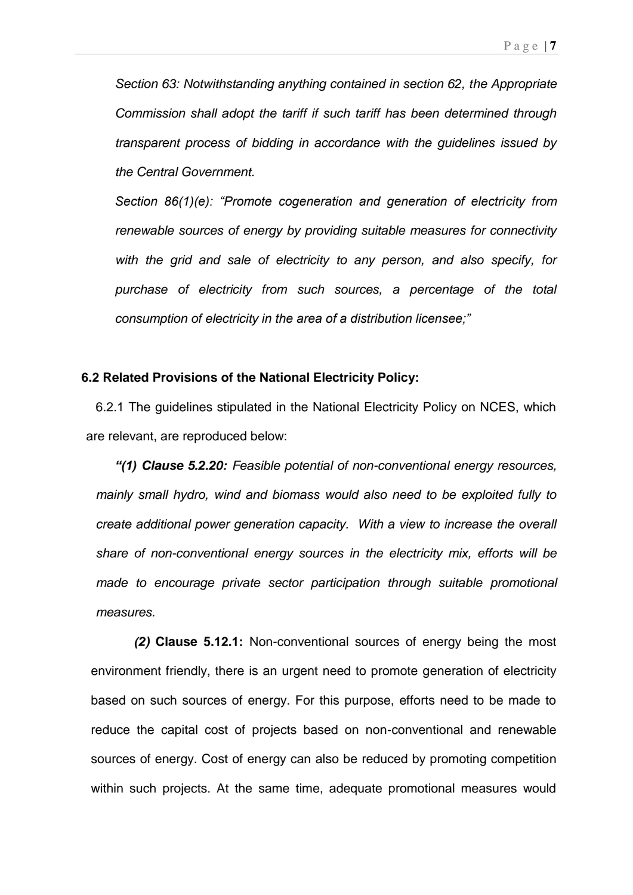*Section 63: Notwithstanding anything contained in section 62, the Appropriate Commission shall adopt the tariff if such tariff has been determined through transparent process of bidding in accordance with the guidelines issued by the Central Government.*

*Section 86(1)(e): "Promote cogeneration and generation of electricity from renewable sources of energy by providing suitable measures for connectivity with the grid and sale of electricity to any person, and also specify, for purchase of electricity from such sources, a percentage of the total consumption of electricity in the area of a distribution licensee;"*

### 6.2 Related Provisions of the National Electricity Policy:

6.2.1 The guidelines stipulated in the National Electricity Policy on NCES, which are relevant, are reproduced below:

***"(1) Clause 5.2.20:*** *Feasible potential of non-conventional energy resources, mainly small hydro, wind and biomass would also need to be exploited fully to create additional power generation capacity. With a view to increase the overall share of non-conventional energy sources in the electricity mix, efforts will be made to encourage private sector participation through suitable promotional measures.*

***(2)*** **Clause 5.12.1:** Non-conventional sources of energy being the most environment friendly, there is an urgent need to promote generation of electricity based on such sources of energy. For this purpose, efforts need to be made to reduce the capital cost of projects based on non-conventional and renewable sources of energy. Cost of energy can also be reduced by promoting competition within such projects. At the same time, adequate promotional measures would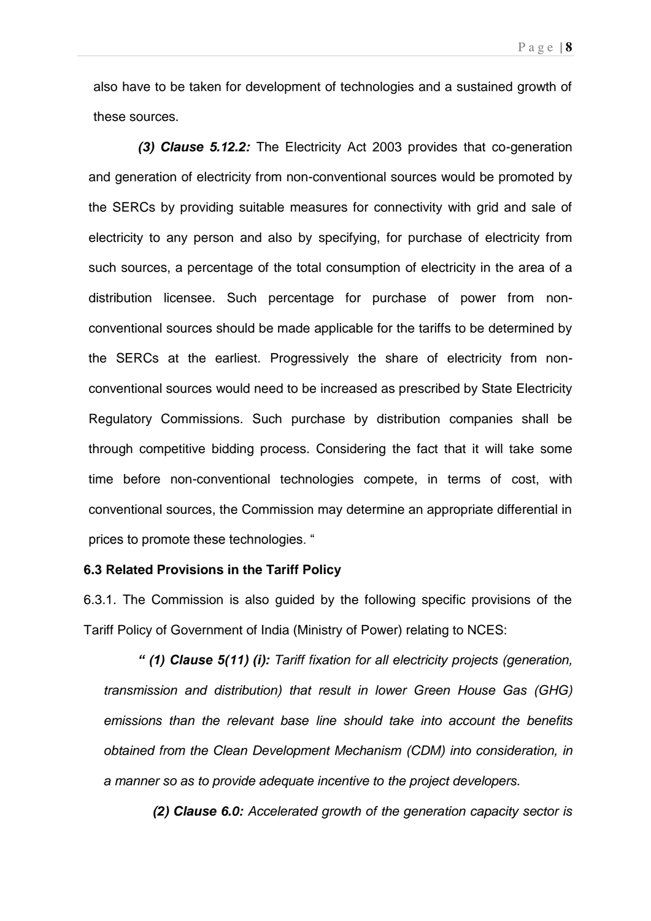also have to be taken for development of technologies and a sustained growth of these sources.

***(3) Clause 5.12.2:*** The Electricity Act 2003 provides that co-generation and generation of electricity from non-conventional sources would be promoted by the SERCs by providing suitable measures for connectivity with grid and sale of electricity to any person and also by specifying, for purchase of electricity from such sources, a percentage of the total consumption of electricity in the area of a distribution licensee. Such percentage for purchase of power from non-conventional sources should be made applicable for the tariffs to be determined by the SERCs at the earliest. Progressively the share of electricity from non-conventional sources would need to be increased as prescribed by State Electricity Regulatory Commissions. Such purchase by distribution companies shall be through competitive bidding process. Considering the fact that it will take some time before non-conventional technologies compete, in terms of cost, with conventional sources, the Commission may determine an appropriate differential in prices to promote these technologies. "

**6.3 Related Provisions in the Tariff Policy**

6.3.1. The Commission is also guided by the following specific provisions of the Tariff Policy of Government of India (Ministry of Power) relating to NCES:

***" (1) Clause 5(11) (i):*** *Tariff fixation for all electricity projects (generation, transmission and distribution) that result in lower Green House Gas (GHG) emissions than the relevant base line should take into account the benefits obtained from the Clean Development Mechanism (CDM) into consideration, in a manner so as to provide adequate incentive to the project developers.*

***(2) Clause 6.0:*** *Accelerated growth of the generation capacity sector is*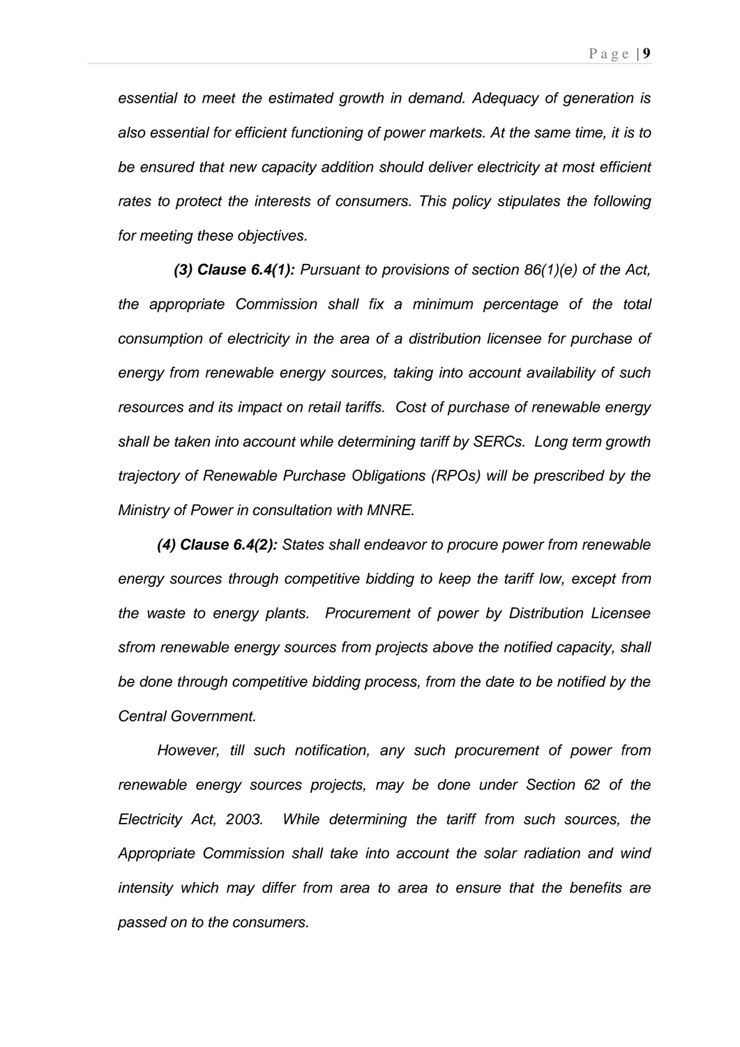*essential to meet the estimated growth in demand. Adequacy of generation is also essential for efficient functioning of power markets. At the same time, it is to be ensured that new capacity addition should deliver electricity at most efficient rates to protect the interests of consumers. This policy stipulates the following for meeting these objectives.*

***(3) Clause 6.4(1):*** *Pursuant to provisions of section 86(1)(e) of the Act, the appropriate Commission shall fix a minimum percentage of the total consumption of electricity in the area of a distribution licensee for purchase of energy from renewable energy sources, taking into account availability of such resources and its impact on retail tariffs. Cost of purchase of renewable energy shall be taken into account while determining tariff by SERCs. Long term growth trajectory of Renewable Purchase Obligations (RPOs) will be prescribed by the Ministry of Power in consultation with MNRE.*

***(4) Clause 6.4(2):*** *States shall endeavor to procure power from renewable energy sources through competitive bidding to keep the tariff low, except from the waste to energy plants. Procurement of power by Distribution Licensee sfrom renewable energy sources from projects above the notified capacity, shall be done through competitive bidding process, from the date to be notified by the Central Government.*

*However, till such notification, any such procurement of power from renewable energy sources projects, may be done under Section 62 of the Electricity Act, 2003. While determining the tariff from such sources, the Appropriate Commission shall take into account the solar radiation and wind intensity which may differ from area to area to ensure that the benefits are passed on to the consumers.*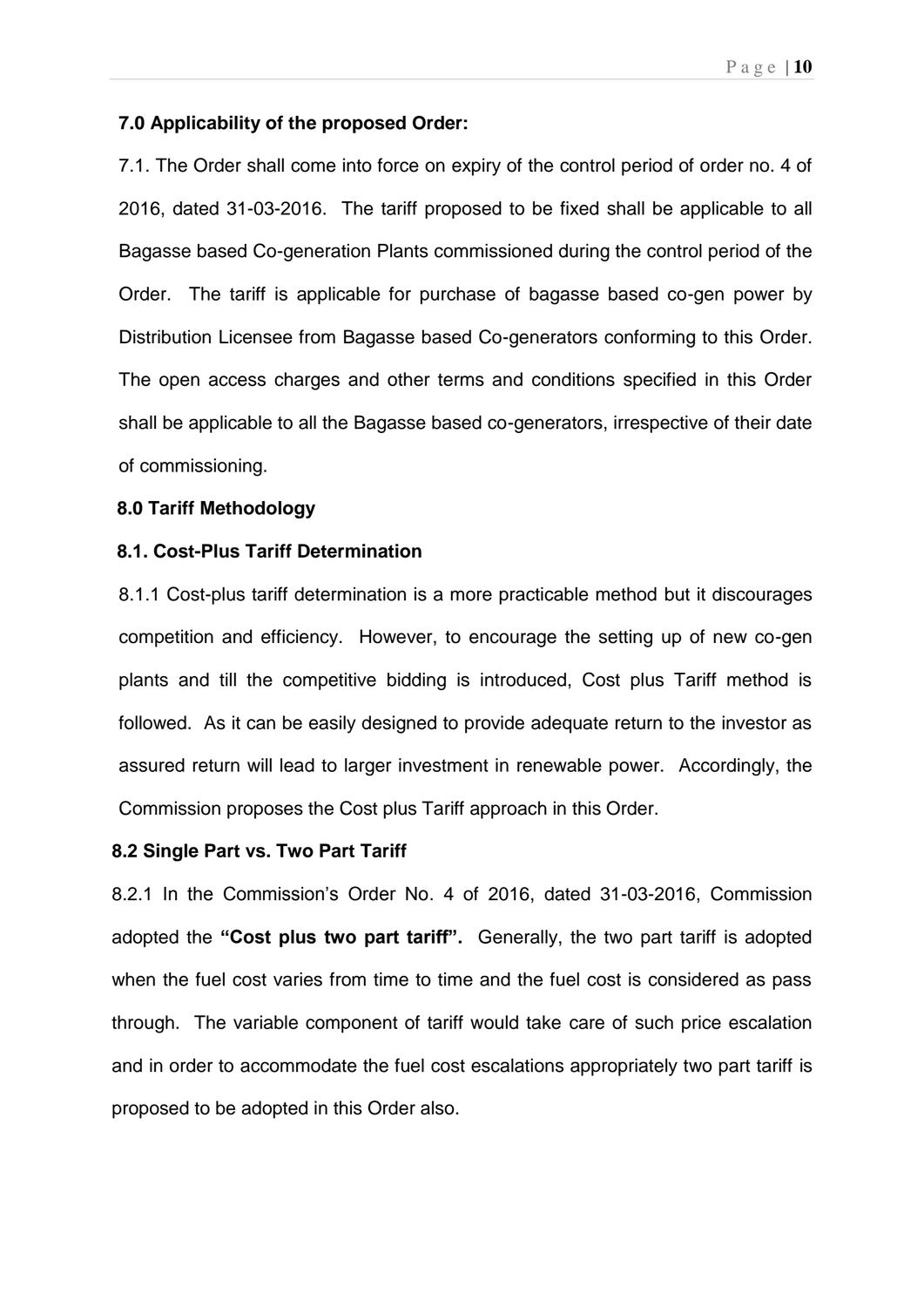### 7.0 Applicability of the proposed Order:

7.1. The Order shall come into force on expiry of the control period of order no. 4 of 2016, dated 31-03-2016. The tariff proposed to be fixed shall be applicable to all Bagasse based Co-generation Plants commissioned during the control period of the Order. The tariff is applicable for purchase of bagasse based co-gen power by Distribution Licensee from Bagasse based Co-generators conforming to this Order. The open access charges and other terms and conditions specified in this Order shall be applicable to all the Bagasse based co-generators, irrespective of their date of commissioning.

### 8.0 Tariff Methodology

#### 8.1. Cost-Plus Tariff Determination

8.1.1 Cost-plus tariff determination is a more practicable method but it discourages competition and efficiency. However, to encourage the setting up of new co-gen plants and till the competitive bidding is introduced, Cost plus Tariff method is followed. As it can be easily designed to provide adequate return to the investor as assured return will lead to larger investment in renewable power. Accordingly, the Commission proposes the Cost plus Tariff approach in this Order.

#### 8.2 Single Part vs. Two Part Tariff

8.2.1 In the Commission's Order No. 4 of 2016, dated 31-03-2016, Commission adopted the **"Cost plus two part tariff".** Generally, the two part tariff is adopted when the fuel cost varies from time to time and the fuel cost is considered as pass through. The variable component of tariff would take care of such price escalation and in order to accommodate the fuel cost escalations appropriately two part tariff is proposed to be adopted in this Order also.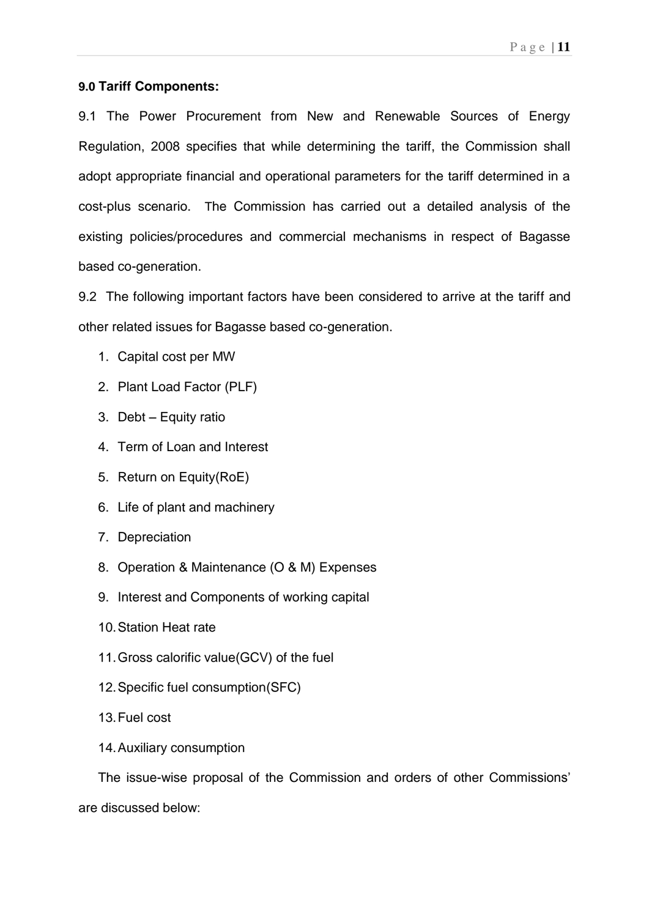**9.0 Tariff Components:**

9.1 The Power Procurement from New and Renewable Sources of Energy Regulation, 2008 specifies that while determining the tariff, the Commission shall adopt appropriate financial and operational parameters for the tariff determined in a cost-plus scenario. The Commission has carried out a detailed analysis of the existing policies/procedures and commercial mechanisms in respect of Bagasse based co-generation.

9.2 The following important factors have been considered to arrive at the tariff and other related issues for Bagasse based co-generation.

1. Capital cost per MW
2. Plant Load Factor (PLF)
3. Debt – Equity ratio
4. Term of Loan and Interest
5. Return on Equity(RoE)
6. Life of plant and machinery
7. Depreciation
8. Operation & Maintenance (O & M) Expenses
9. Interest and Components of working capital
10. Station Heat rate
11. Gross calorific value(GCV) of the fuel
12. Specific fuel consumption(SFC)
13. Fuel cost
14. Auxiliary consumption

The issue-wise proposal of the Commission and orders of other Commissions' are discussed below: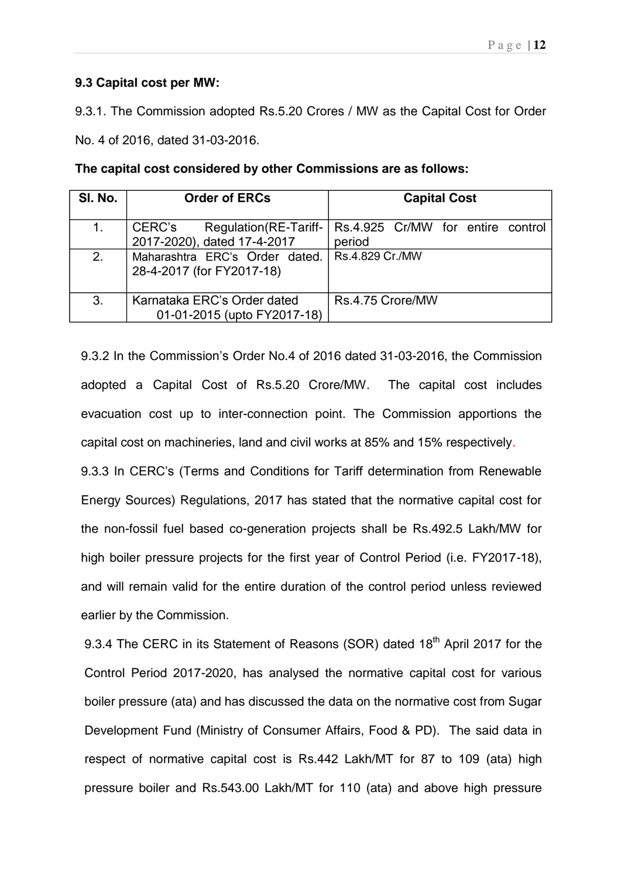**9.3 Capital cost per MW:**

9.3.1. The Commission adopted Rs.5.20 Crores / MW as the Capital Cost for Order No. 4 of 2016, dated 31-03-2016.

**The capital cost considered by other Commissions are as follows:**

| Sl. No. | Order of ERCs | Capital Cost |
|---|---|---|
| 1. | CERC's Regulation(RE-Tariff-2017-2020), dated 17-4-2017 | Rs.4.925 Cr/MW for entire control period |
| 2. | Maharashtra ERC's Order dated. 28-4-2017 (for FY2017-18) | Rs.4.829 Cr./MW |
| 3. | Karnataka ERC's Order dated 01-01-2015 (upto FY2017-18) | Rs.4.75 Crore/MW |

9.3.2 In the Commission's Order No.4 of 2016 dated 31-03-2016, the Commission adopted a Capital Cost of Rs.5.20 Crore/MW. The capital cost includes evacuation cost up to inter-connection point. The Commission apportions the capital cost on machineries, land and civil works at 85% and 15% respectively.

9.3.3 In CERC's (Terms and Conditions for Tariff determination from Renewable Energy Sources) Regulations, 2017 has stated that the normative capital cost for the non-fossil fuel based co-generation projects shall be Rs.492.5 Lakh/MW for high boiler pressure projects for the first year of Control Period (i.e. FY2017-18), and will remain valid for the entire duration of the control period unless reviewed earlier by the Commission.

9.3.4 The CERC in its Statement of Reasons (SOR) dated 18th April 2017 for the Control Period 2017-2020, has analysed the normative capital cost for various boiler pressure (ata) and has discussed the data on the normative cost from Sugar Development Fund (Ministry of Consumer Affairs, Food & PD). The said data in respect of normative capital cost is Rs.442 Lakh/MT for 87 to 109 (ata) high pressure boiler and Rs.543.00 Lakh/MT for 110 (ata) and above high pressure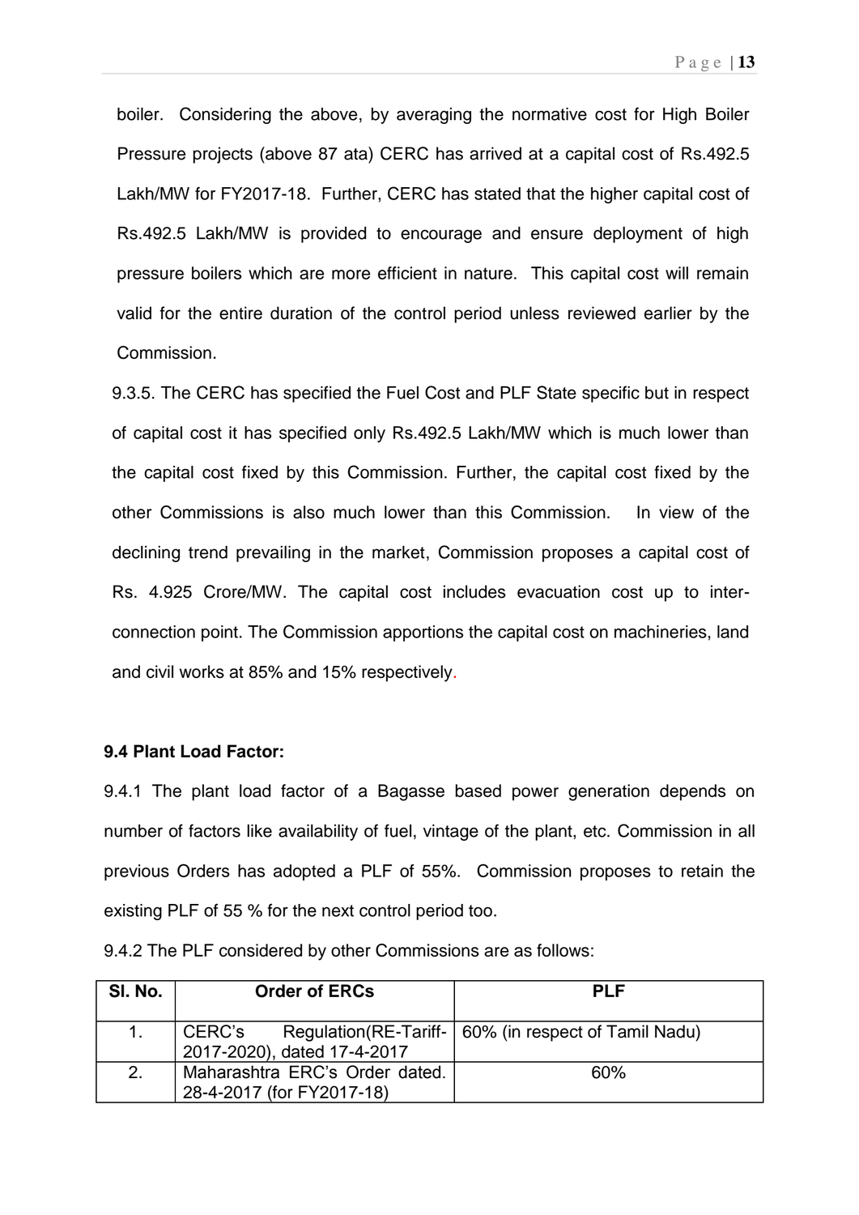boiler. Considering the above, by averaging the normative cost for High Boiler Pressure projects (above 87 ata) CERC has arrived at a capital cost of Rs.492.5 Lakh/MW for FY2017-18. Further, CERC has stated that the higher capital cost of Rs.492.5 Lakh/MW is provided to encourage and ensure deployment of high pressure boilers which are more efficient in nature. This capital cost will remain valid for the entire duration of the control period unless reviewed earlier by the Commission.

9.3.5. The CERC has specified the Fuel Cost and PLF State specific but in respect of capital cost it has specified only Rs.492.5 Lakh/MW which is much lower than the capital cost fixed by this Commission. Further, the capital cost fixed by the other Commissions is also much lower than this Commission. In view of the declining trend prevailing in the market, Commission proposes a capital cost of Rs. 4.925 Crore/MW. The capital cost includes evacuation cost up to inter-connection point. The Commission apportions the capital cost on machineries, land and civil works at 85% and 15% respectively.

**9.4 Plant Load Factor:**

9.4.1 The plant load factor of a Bagasse based power generation depends on number of factors like availability of fuel, vintage of the plant, etc. Commission in all previous Orders has adopted a PLF of 55%. Commission proposes to retain the existing PLF of 55 % for the next control period too.

9.4.2 The PLF considered by other Commissions are as follows:

| Sl. No. | Order of ERCs | PLF |
|---|---|---|
| 1. | CERC's Regulation(RE-Tariff-2017-2020), dated 17-4-2017 | 60% (in respect of Tamil Nadu) |
| 2. | Maharashtra ERC's Order dated. 28-4-2017 (for FY2017-18) | 60% |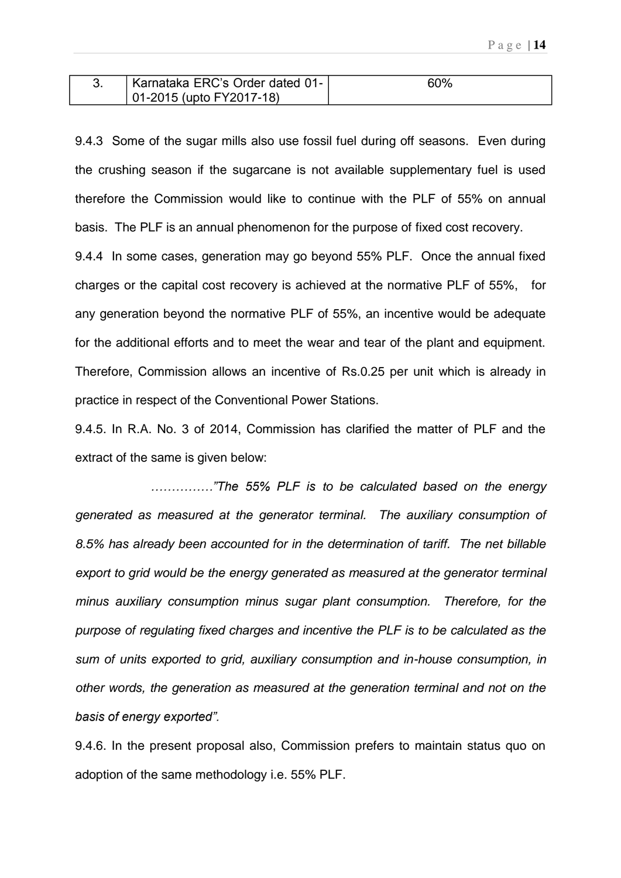| 3. | Karnataka ERC's Order dated 01-01-2015 (upto FY2017-18) | 60% |
|---|---|---|

9.4.3 Some of the sugar mills also use fossil fuel during off seasons. Even during the crushing season if the sugarcane is not available supplementary fuel is used therefore the Commission would like to continue with the PLF of 55% on annual basis. The PLF is an annual phenomenon for the purpose of fixed cost recovery.

9.4.4 In some cases, generation may go beyond 55% PLF. Once the annual fixed charges or the capital cost recovery is achieved at the normative PLF of 55%, for any generation beyond the normative PLF of 55%, an incentive would be adequate for the additional efforts and to meet the wear and tear of the plant and equipment. Therefore, Commission allows an incentive of Rs.0.25 per unit which is already in practice in respect of the Conventional Power Stations.

9.4.5. In R.A. No. 3 of 2014, Commission has clarified the matter of PLF and the extract of the same is given below:

*……………"The 55% PLF is to be calculated based on the energy generated as measured at the generator terminal. The auxiliary consumption of 8.5% has already been accounted for in the determination of tariff. The net billable export to grid would be the energy generated as measured at the generator terminal minus auxiliary consumption minus sugar plant consumption. Therefore, for the purpose of regulating fixed charges and incentive the PLF is to be calculated as the sum of units exported to grid, auxiliary consumption and in-house consumption, in other words, the generation as measured at the generation terminal and not on the basis of energy exported".*

9.4.6. In the present proposal also, Commission prefers to maintain status quo on adoption of the same methodology i.e. 55% PLF.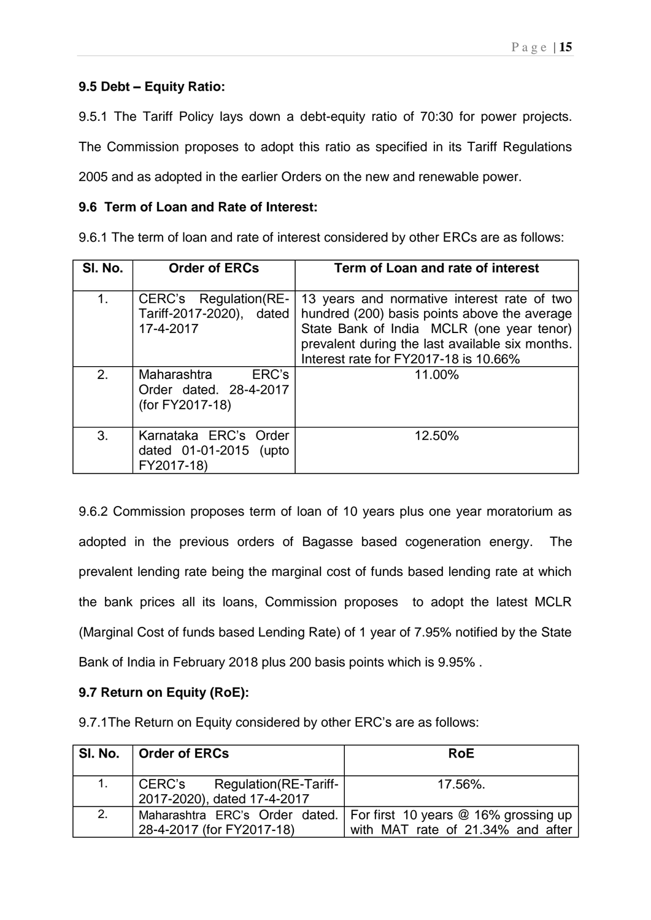**9.5 Debt – Equity Ratio:**

9.5.1 The Tariff Policy lays down a debt-equity ratio of 70:30 for power projects. The Commission proposes to adopt this ratio as specified in its Tariff Regulations 2005 and as adopted in the earlier Orders on the new and renewable power.

**9.6 Term of Loan and Rate of Interest:**

9.6.1 The term of loan and rate of interest considered by other ERCs are as follows:

| Sl. No. | Order of ERCs | Term of Loan and rate of interest |
|---|---|---|
| 1. | CERC's Regulation(RE-Tariff-2017-2020), dated 17-4-2017 | 13 years and normative interest rate of two hundred (200) basis points above the average State Bank of India MCLR (one year tenor) prevalent during the last available six months. Interest rate for FY2017-18 is 10.66% |
| 2. | Maharashtra ERC's Order dated. 28-4-2017 (for FY2017-18) | 11.00% |
| 3. | Karnataka ERC's Order dated 01-01-2015 (upto FY2017-18) | 12.50% |

9.6.2 Commission proposes term of loan of 10 years plus one year moratorium as adopted in the previous orders of Bagasse based cogeneration energy. The prevalent lending rate being the marginal cost of funds based lending rate at which the bank prices all its loans, Commission proposes to adopt the latest MCLR (Marginal Cost of funds based Lending Rate) of 1 year of 7.95% notified by the State Bank of India in February 2018 plus 200 basis points which is 9.95% .

**9.7 Return on Equity (RoE):**

9.7.1The Return on Equity considered by other ERC's are as follows:

| Sl. No. | Order of ERCs | RoE |
|---|---|---|
| 1. | CERC's Regulation(RE-Tariff-2017-2020), dated 17-4-2017 | 17.56%. |
| 2. | Maharashtra ERC's Order dated. 28-4-2017 (for FY2017-18) | For first 10 years @ 16% grossing up with MAT rate of 21.34% and after |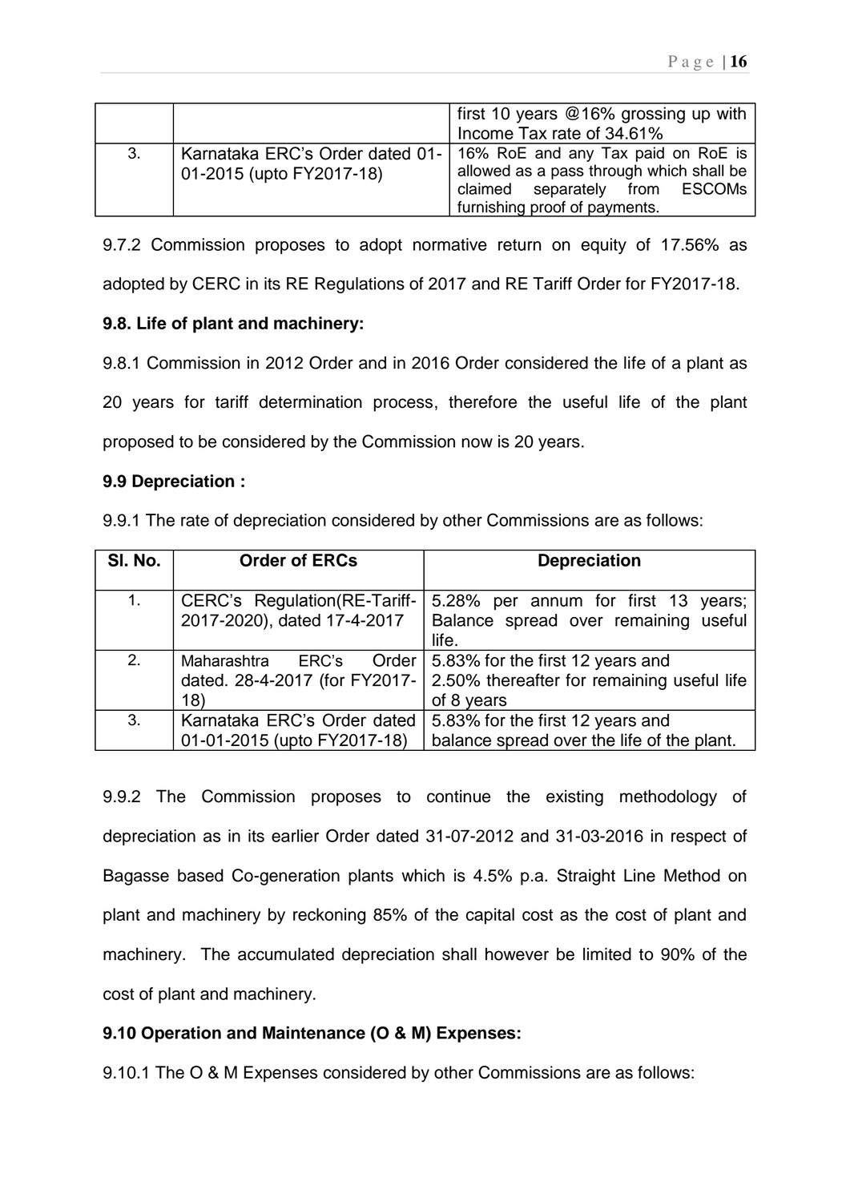| | | first 10 years @16% grossing up with Income Tax rate of 34.61% |
|---|---|---|
| 3. | Karnataka ERC's Order dated 01-01-2015 (upto FY2017-18) | 16% RoE and any Tax paid on RoE is allowed as a pass through which shall be claimed separately from ESCOMs furnishing proof of payments. |

9.7.2 Commission proposes to adopt normative return on equity of 17.56% as adopted by CERC in its RE Regulations of 2017 and RE Tariff Order for FY2017-18.

**9.8. Life of plant and machinery:**

9.8.1 Commission in 2012 Order and in 2016 Order considered the life of a plant as 20 years for tariff determination process, therefore the useful life of the plant proposed to be considered by the Commission now is 20 years.

**9.9 Depreciation :**

9.9.1 The rate of depreciation considered by other Commissions are as follows:

| Sl. No. | Order of ERCs | Depreciation |
|---|---|---|
| 1. | CERC's Regulation(RE-Tariff-2017-2020), dated 17-4-2017 | 5.28% per annum for first 13 years; Balance spread over remaining useful life. |
| 2. | Maharashtra ERC's Order dated. 28-4-2017 (for FY2017-18) | 5.83% for the first 12 years and 2.50% thereafter for remaining useful life of 8 years |
| 3. | Karnataka ERC's Order dated 01-01-2015 (upto FY2017-18) | 5.83% for the first 12 years and balance spread over the life of the plant. |

9.9.2 The Commission proposes to continue the existing methodology of depreciation as in its earlier Order dated 31-07-2012 and 31-03-2016 in respect of Bagasse based Co-generation plants which is 4.5% p.a. Straight Line Method on plant and machinery by reckoning 85% of the capital cost as the cost of plant and machinery. The accumulated depreciation shall however be limited to 90% of the cost of plant and machinery.

**9.10 Operation and Maintenance (O & M) Expenses:**

9.10.1 The O & M Expenses considered by other Commissions are as follows: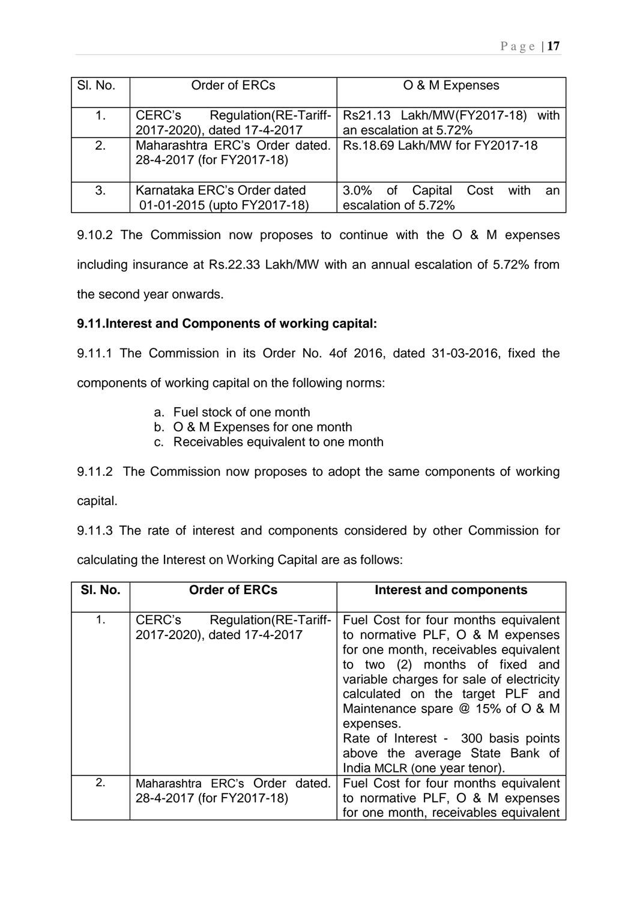| Sl. No. | Order of ERCs | O & M Expenses |
|---|---|---|
| 1. | CERC's Regulation(RE-Tariff-2017-2020), dated 17-4-2017 | Rs21.13 Lakh/MW(FY2017-18) with an escalation at 5.72% |
| 2. | Maharashtra ERC's Order dated. 28-4-2017 (for FY2017-18) | Rs.18.69 Lakh/MW for FY2017-18 |
| 3. | Karnataka ERC's Order dated 01-01-2015 (upto FY2017-18) | 3.0% of Capital Cost with an escalation of 5.72% |

9.10.2 The Commission now proposes to continue with the O & M expenses including insurance at Rs.22.33 Lakh/MW with an annual escalation of 5.72% from the second year onwards.

**9.11.Interest and Components of working capital:**

9.11.1 The Commission in its Order No. 4of 2016, dated 31-03-2016, fixed the components of working capital on the following norms:

a. Fuel stock of one month
b. O & M Expenses for one month
c. Receivables equivalent to one month

9.11.2 The Commission now proposes to adopt the same components of working capital.

9.11.3 The rate of interest and components considered by other Commission for calculating the Interest on Working Capital are as follows:

| Sl. No. | Order of ERCs | Interest and components |
|---|---|---|
| 1. | CERC's Regulation(RE-Tariff-2017-2020), dated 17-4-2017 | Fuel Cost for four months equivalent to normative PLF, O & M expenses for one month, receivables equivalent to two (2) months of fixed and variable charges for sale of electricity calculated on the target PLF and Maintenance spare @ 15% of O & M expenses.<br>Rate of Interest - 300 basis points above the average State Bank of India MCLR (one year tenor). |
| 2. | Maharashtra ERC's Order dated. 28-4-2017 (for FY2017-18) | Fuel Cost for four months equivalent to normative PLF, O & M expenses for one month, receivables equivalent |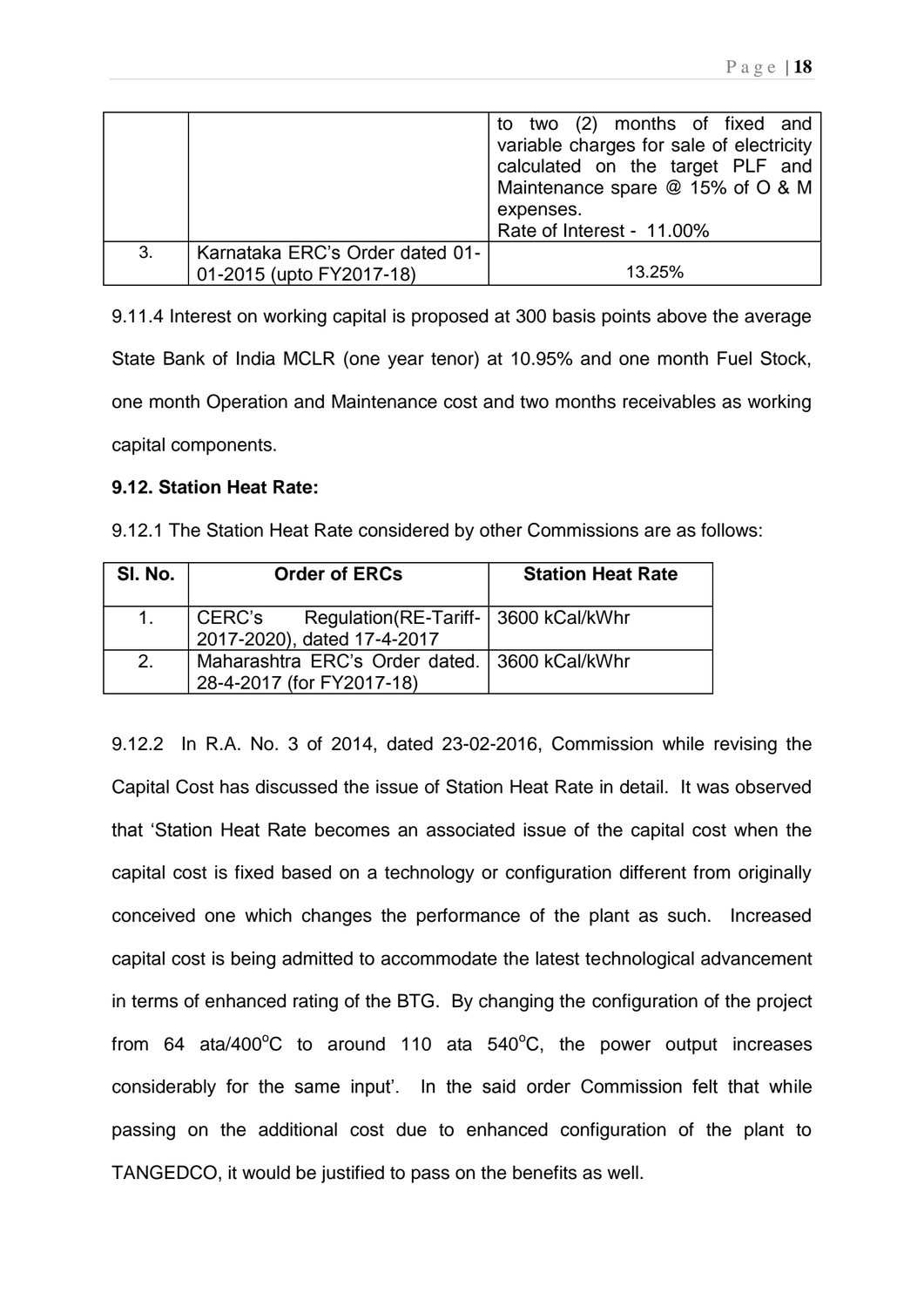|  |  | to two (2) months of fixed and variable charges for sale of electricity calculated on the target PLF and Maintenance spare @ 15% of O & M expenses.<br>Rate of Interest - 11.00% |
|---|---|---|
| 3. | Karnataka ERC's Order dated 01-01-2015 (upto FY2017-18) | 13.25% |

9.11.4 Interest on working capital is proposed at 300 basis points above the average State Bank of India MCLR (one year tenor) at 10.95% and one month Fuel Stock, one month Operation and Maintenance cost and two months receivables as working capital components.

**9.12. Station Heat Rate:**

9.12.1 The Station Heat Rate considered by other Commissions are as follows:

| Sl. No. | Order of ERCs | Station Heat Rate |
|---|---|---|
| 1. | CERC's Regulation(RE-Tariff-2017-2020), dated 17-4-2017 | 3600 kCal/kWhr |
| 2. | Maharashtra ERC's Order dated. 28-4-2017 (for FY2017-18) | 3600 kCal/kWhr |

9.12.2 In R.A. No. 3 of 2014, dated 23-02-2016, Commission while revising the Capital Cost has discussed the issue of Station Heat Rate in detail. It was observed that 'Station Heat Rate becomes an associated issue of the capital cost when the capital cost is fixed based on a technology or configuration different from originally conceived one which changes the performance of the plant as such. Increased capital cost is being admitted to accommodate the latest technological advancement in terms of enhanced rating of the BTG. By changing the configuration of the project from 64 ata/400°C to around 110 ata 540°C, the power output increases considerably for the same input'. In the said order Commission felt that while passing on the additional cost due to enhanced configuration of the plant to TANGEDCO, it would be justified to pass on the benefits as well.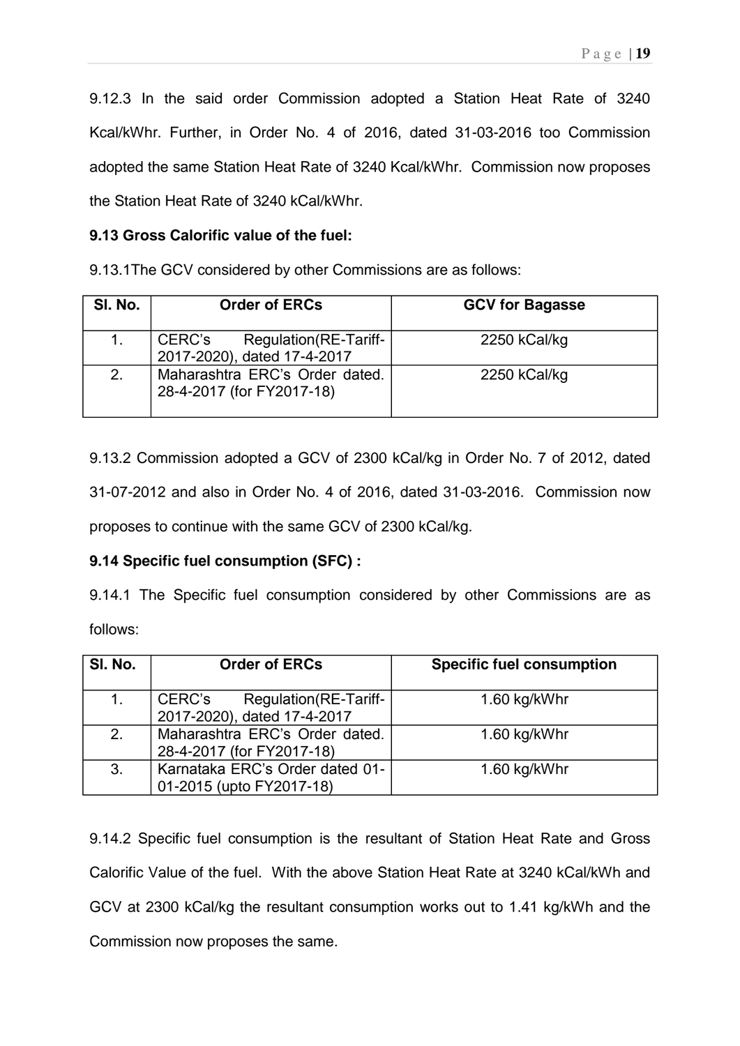9.12.3 In the said order Commission adopted a Station Heat Rate of 3240 Kcal/kWhr. Further, in Order No. 4 of 2016, dated 31-03-2016 too Commission adopted the same Station Heat Rate of 3240 Kcal/kWhr. Commission now proposes the Station Heat Rate of 3240 kCal/kWhr.

**9.13 Gross Calorific value of the fuel:**

9.13.1The GCV considered by other Commissions are as follows:

| Sl. No. | Order of ERCs | GCV for Bagasse |
|---|---|---|
| 1. | CERC's Regulation(RE-Tariff-2017-2020), dated 17-4-2017 | 2250 kCal/kg |
| 2. | Maharashtra ERC's Order dated. 28-4-2017 (for FY2017-18) | 2250 kCal/kg |

9.13.2 Commission adopted a GCV of 2300 kCal/kg in Order No. 7 of 2012, dated 31-07-2012 and also in Order No. 4 of 2016, dated 31-03-2016. Commission now proposes to continue with the same GCV of 2300 kCal/kg.

**9.14 Specific fuel consumption (SFC) :**

9.14.1 The Specific fuel consumption considered by other Commissions are as follows:

| Sl. No. | Order of ERCs | Specific fuel consumption |
|---|---|---|
| 1. | CERC's Regulation(RE-Tariff-2017-2020), dated 17-4-2017 | 1.60 kg/kWhr |
| 2. | Maharashtra ERC's Order dated. 28-4-2017 (for FY2017-18) | 1.60 kg/kWhr |
| 3. | Karnataka ERC's Order dated 01-01-2015 (upto FY2017-18) | 1.60 kg/kWhr |

9.14.2 Specific fuel consumption is the resultant of Station Heat Rate and Gross Calorific Value of the fuel. With the above Station Heat Rate at 3240 kCal/kWh and GCV at 2300 kCal/kg the resultant consumption works out to 1.41 kg/kWh and the Commission now proposes the same.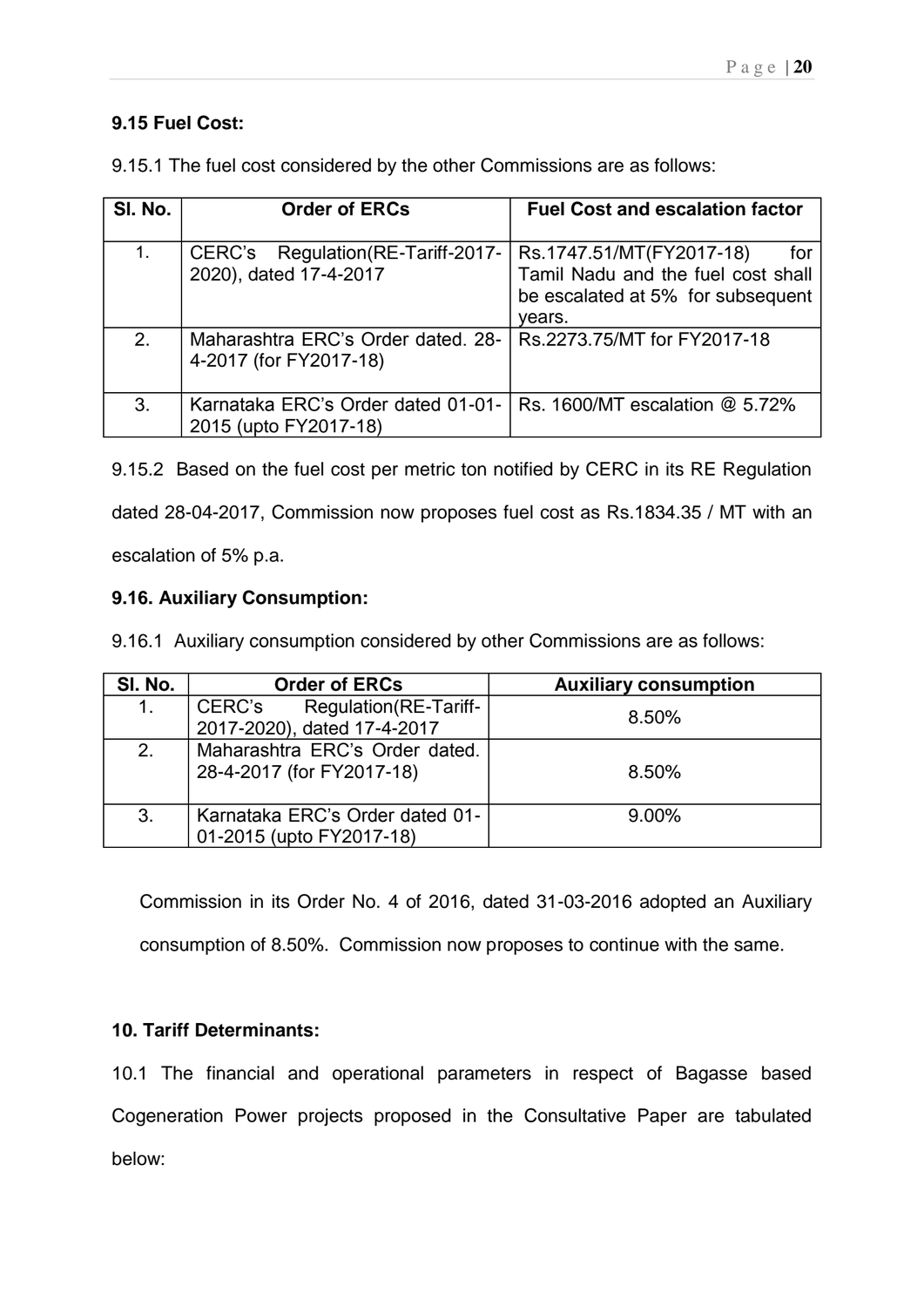**9.15 Fuel Cost:**

9.15.1 The fuel cost considered by the other Commissions are as follows:

| Sl. No. | Order of ERCs | Fuel Cost and escalation factor |
|---|---|---|
| 1. | CERC's Regulation(RE-Tariff-2017-2020), dated 17-4-2017 | Rs.1747.51/MT(FY2017-18) for Tamil Nadu and the fuel cost shall be escalated at 5% for subsequent years. |
| 2. | Maharashtra ERC's Order dated. 28-4-2017 (for FY2017-18) | Rs.2273.75/MT for FY2017-18 |
| 3. | Karnataka ERC's Order dated 01-01-2015 (upto FY2017-18) | Rs. 1600/MT escalation @ 5.72% |

9.15.2 Based on the fuel cost per metric ton notified by CERC in its RE Regulation dated 28-04-2017, Commission now proposes fuel cost as Rs.1834.35 / MT with an escalation of 5% p.a.

**9.16. Auxiliary Consumption:**

9.16.1 Auxiliary consumption considered by other Commissions are as follows:

| Sl. No. | Order of ERCs | Auxiliary consumption |
|---|---|---|
| 1. | CERC's Regulation(RE-Tariff-2017-2020), dated 17-4-2017 | 8.50% |
| 2. | Maharashtra ERC's Order dated. 28-4-2017 (for FY2017-18) | 8.50% |
| 3. | Karnataka ERC's Order dated 01-01-2015 (upto FY2017-18) | 9.00% |

Commission in its Order No. 4 of 2016, dated 31-03-2016 adopted an Auxiliary consumption of 8.50%. Commission now proposes to continue with the same.

**10. Tariff Determinants:**

10.1 The financial and operational parameters in respect of Bagasse based Cogeneration Power projects proposed in the Consultative Paper are tabulated below: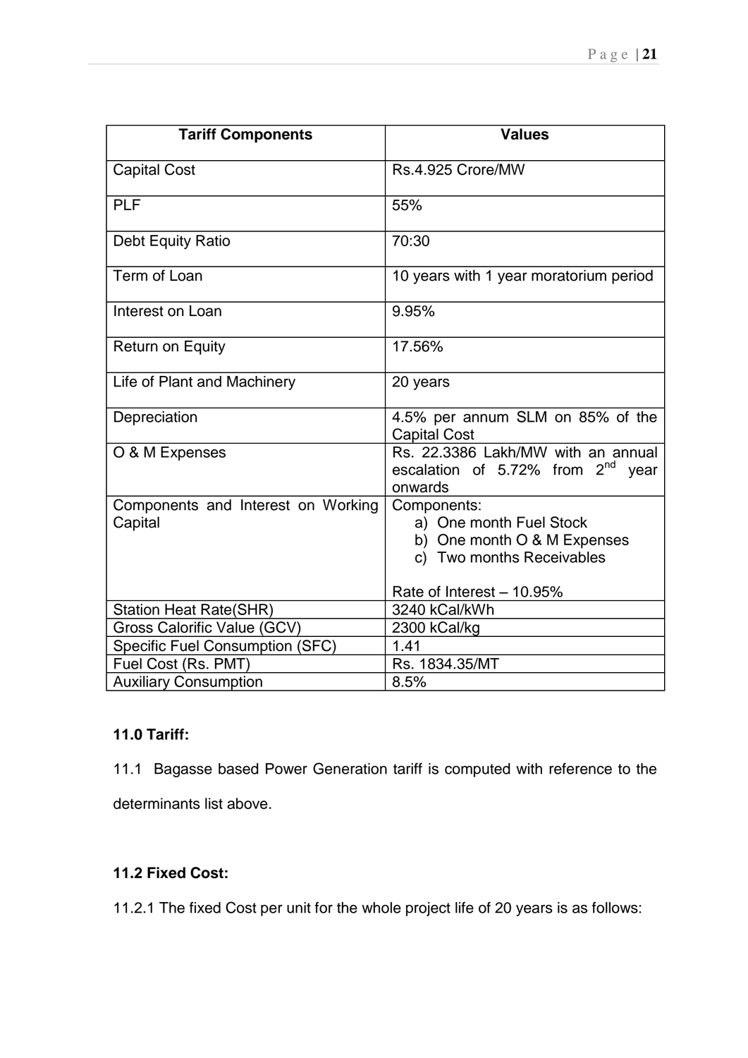| Tariff Components | Values |
|---|---|
| Capital Cost | Rs.4.925 Crore/MW |
| PLF | 55% |
| Debt Equity Ratio | 70:30 |
| Term of Loan | 10 years with 1 year moratorium period |
| Interest on Loan | 9.95% |
| Return on Equity | 17.56% |
| Life of Plant and Machinery | 20 years |
| Depreciation | 4.5% per annum SLM on 85% of the Capital Cost |
| O & M Expenses | Rs. 22.3386 Lakh/MW with an annual escalation of 5.72% from 2nd year onwards |
| Components and Interest on Working Capital | Components: a) One month Fuel Stock b) One month O & M Expenses c) Two months Receivables<br><br>Rate of Interest – 10.95% |
| Station Heat Rate(SHR) | 3240 kCal/kWh |
| Gross Calorific Value (GCV) | 2300 kCal/kg |
| Specific Fuel Consumption (SFC) | 1.41 |
| Fuel Cost (Rs. PMT) | Rs. 1834.35/MT |
| Auxiliary Consumption | 8.5% |

**11.0 Tariff:**

11.1 Bagasse based Power Generation tariff is computed with reference to the determinants list above.

**11.2 Fixed Cost:**

11.2.1 The fixed Cost per unit for the whole project life of 20 years is as follows: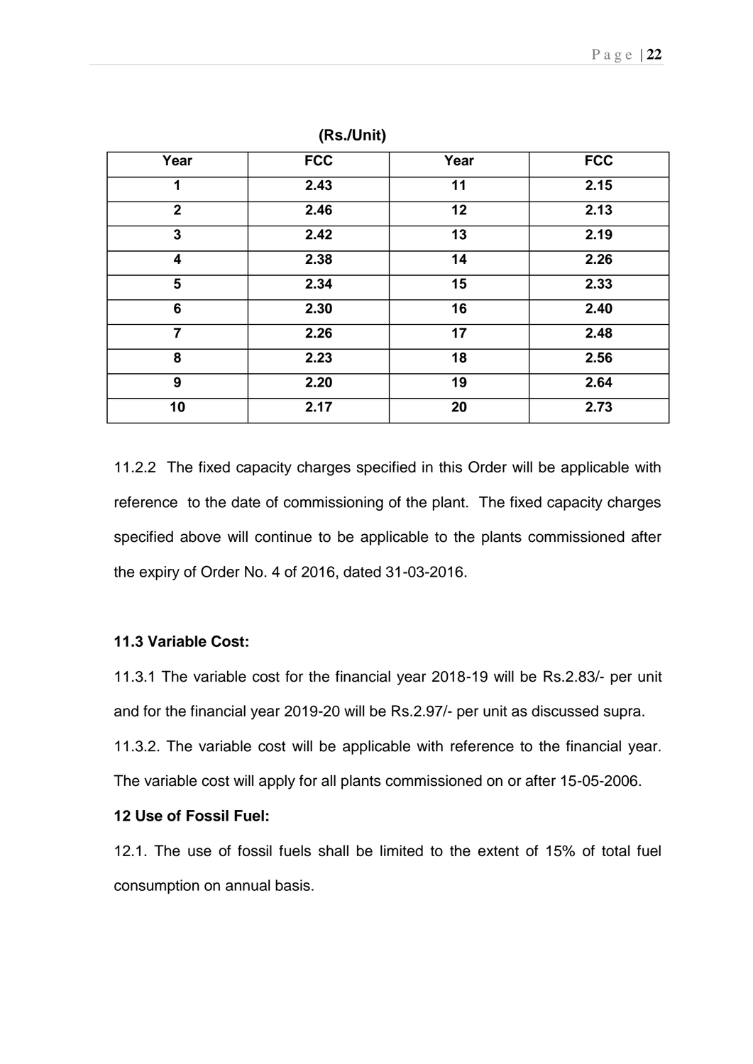(Rs./Unit)

| Year | FCC | Year | FCC |
|---|---|---|---|
| 1 | 2.43 | 11 | 2.15 |
| 2 | 2.46 | 12 | 2.13 |
| 3 | 2.42 | 13 | 2.19 |
| 4 | 2.38 | 14 | 2.26 |
| 5 | 2.34 | 15 | 2.33 |
| 6 | 2.30 | 16 | 2.40 |
| 7 | 2.26 | 17 | 2.48 |
| 8 | 2.23 | 18 | 2.56 |
| 9 | 2.20 | 19 | 2.64 |
| 10 | 2.17 | 20 | 2.73 |

11.2.2 The fixed capacity charges specified in this Order will be applicable with reference to the date of commissioning of the plant. The fixed capacity charges specified above will continue to be applicable to the plants commissioned after the expiry of Order No. 4 of 2016, dated 31-03-2016.

**11.3 Variable Cost:**

11.3.1 The variable cost for the financial year 2018-19 will be Rs.2.83/- per unit and for the financial year 2019-20 will be Rs.2.97/- per unit as discussed supra.

11.3.2. The variable cost will be applicable with reference to the financial year. The variable cost will apply for all plants commissioned on or after 15-05-2006.

**12 Use of Fossil Fuel:**

12.1. The use of fossil fuels shall be limited to the extent of 15% of total fuel consumption on annual basis.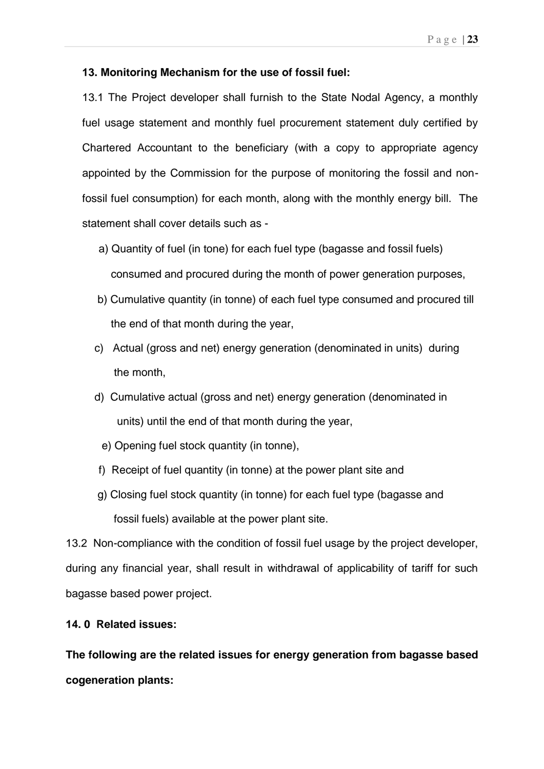**13. Monitoring Mechanism for the use of fossil fuel:**

13.1 The Project developer shall furnish to the State Nodal Agency, a monthly fuel usage statement and monthly fuel procurement statement duly certified by Chartered Accountant to the beneficiary (with a copy to appropriate agency appointed by the Commission for the purpose of monitoring the fossil and non-fossil fuel consumption) for each month, along with the monthly energy bill. The statement shall cover details such as -

a) Quantity of fuel (in tone) for each fuel type (bagasse and fossil fuels) consumed and procured during the month of power generation purposes,

b) Cumulative quantity (in tonne) of each fuel type consumed and procured till the end of that month during the year,

c) Actual (gross and net) energy generation (denominated in units) during the month,

d) Cumulative actual (gross and net) energy generation (denominated in units) until the end of that month during the year,

e) Opening fuel stock quantity (in tonne),

f) Receipt of fuel quantity (in tonne) at the power plant site and

g) Closing fuel stock quantity (in tonne) for each fuel type (bagasse and fossil fuels) available at the power plant site.

13.2 Non-compliance with the condition of fossil fuel usage by the project developer, during any financial year, shall result in withdrawal of applicability of tariff for such bagasse based power project.

**14. 0 Related issues:**

**The following are the related issues for energy generation from bagasse based cogeneration plants:**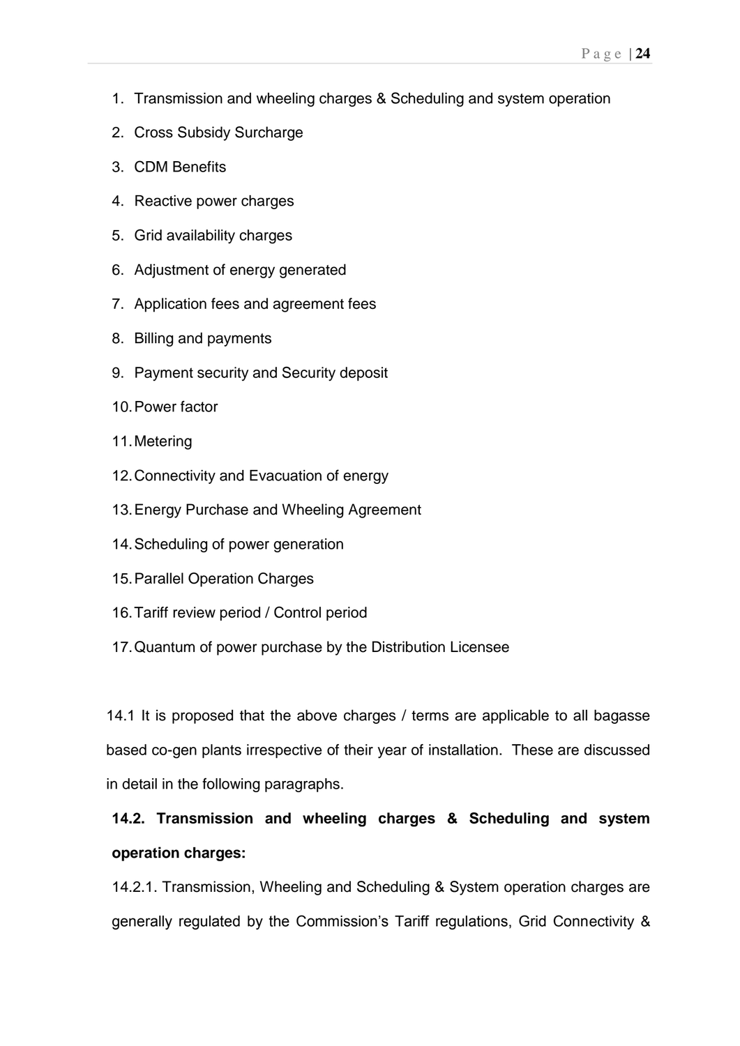1. Transmission and wheeling charges & Scheduling and system operation
2. Cross Subsidy Surcharge
3. CDM Benefits
4. Reactive power charges
5. Grid availability charges
6. Adjustment of energy generated
7. Application fees and agreement fees
8. Billing and payments
9. Payment security and Security deposit
10. Power factor
11. Metering
12. Connectivity and Evacuation of energy
13. Energy Purchase and Wheeling Agreement
14. Scheduling of power generation
15. Parallel Operation Charges
16. Tariff review period / Control period
17. Quantum of power purchase by the Distribution Licensee

14.1 It is proposed that the above charges / terms are applicable to all bagasse based co-gen plants irrespective of their year of installation. These are discussed in detail in the following paragraphs.

**14.2. Transmission and wheeling charges & Scheduling and system operation charges:**

14.2.1. Transmission, Wheeling and Scheduling & System operation charges are generally regulated by the Commission's Tariff regulations, Grid Connectivity &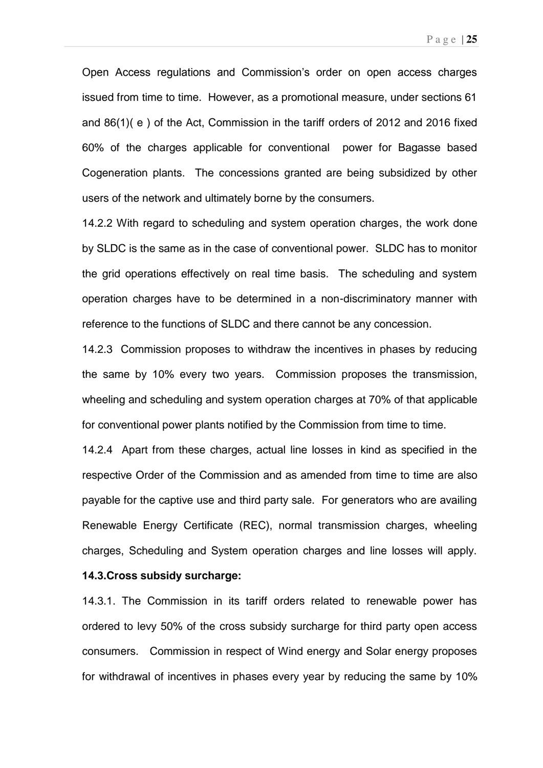Open Access regulations and Commission's order on open access charges issued from time to time. However, as a promotional measure, under sections 61 and 86(1)( e ) of the Act, Commission in the tariff orders of 2012 and 2016 fixed 60% of the charges applicable for conventional power for Bagasse based Cogeneration plants. The concessions granted are being subsidized by other users of the network and ultimately borne by the consumers.

14.2.2 With regard to scheduling and system operation charges, the work done by SLDC is the same as in the case of conventional power. SLDC has to monitor the grid operations effectively on real time basis. The scheduling and system operation charges have to be determined in a non-discriminatory manner with reference to the functions of SLDC and there cannot be any concession.

14.2.3 Commission proposes to withdraw the incentives in phases by reducing the same by 10% every two years. Commission proposes the transmission, wheeling and scheduling and system operation charges at 70% of that applicable for conventional power plants notified by the Commission from time to time.

14.2.4 Apart from these charges, actual line losses in kind as specified in the respective Order of the Commission and as amended from time to time are also payable for the captive use and third party sale. For generators who are availing Renewable Energy Certificate (REC), normal transmission charges, wheeling charges, Scheduling and System operation charges and line losses will apply.

**14.3.Cross subsidy surcharge:**

14.3.1. The Commission in its tariff orders related to renewable power has ordered to levy 50% of the cross subsidy surcharge for third party open access consumers. Commission in respect of Wind energy and Solar energy proposes for withdrawal of incentives in phases every year by reducing the same by 10%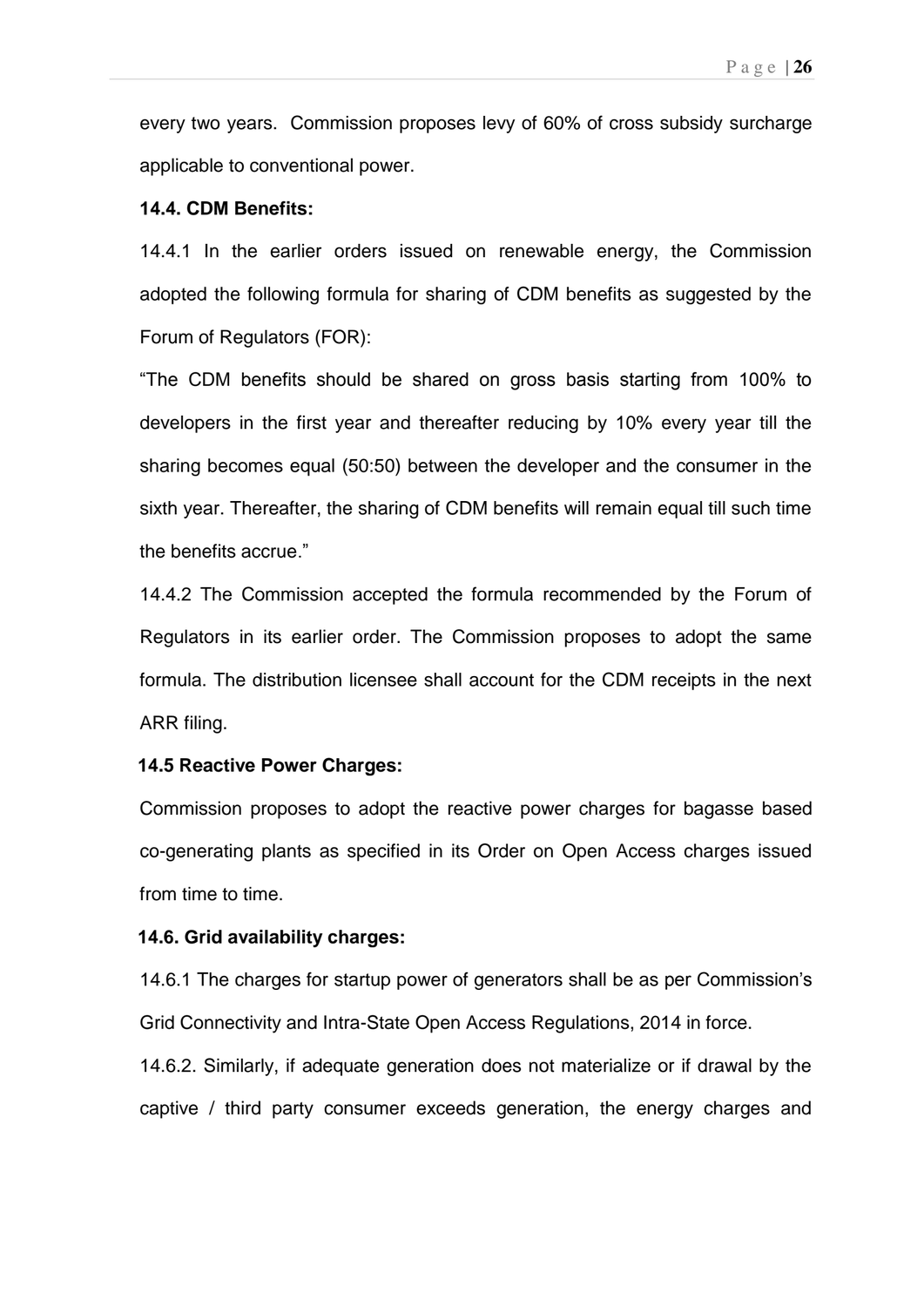every two years. Commission proposes levy of 60% of cross subsidy surcharge applicable to conventional power.

**14.4. CDM Benefits:**

14.4.1 In the earlier orders issued on renewable energy, the Commission adopted the following formula for sharing of CDM benefits as suggested by the Forum of Regulators (FOR):

"The CDM benefits should be shared on gross basis starting from 100% to developers in the first year and thereafter reducing by 10% every year till the sharing becomes equal (50:50) between the developer and the consumer in the sixth year. Thereafter, the sharing of CDM benefits will remain equal till such time the benefits accrue."

14.4.2 The Commission accepted the formula recommended by the Forum of Regulators in its earlier order. The Commission proposes to adopt the same formula. The distribution licensee shall account for the CDM receipts in the next ARR filing.

**14.5 Reactive Power Charges:**

Commission proposes to adopt the reactive power charges for bagasse based co-generating plants as specified in its Order on Open Access charges issued from time to time.

**14.6. Grid availability charges:**

14.6.1 The charges for startup power of generators shall be as per Commission's Grid Connectivity and Intra-State Open Access Regulations, 2014 in force.

14.6.2. Similarly, if adequate generation does not materialize or if drawal by the captive / third party consumer exceeds generation, the energy charges and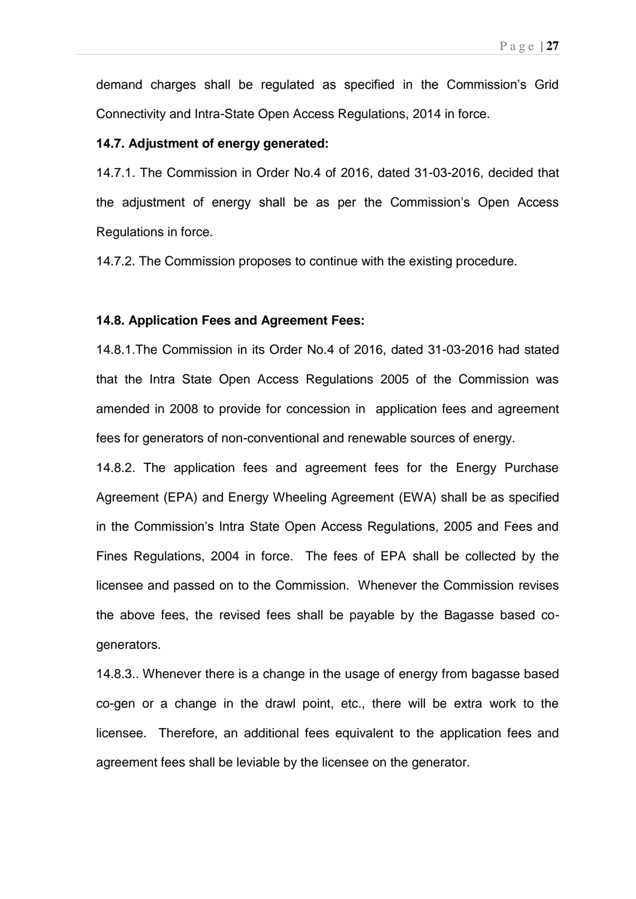demand charges shall be regulated as specified in the Commission's Grid Connectivity and Intra-State Open Access Regulations, 2014 in force.

**14.7. Adjustment of energy generated:**

14.7.1. The Commission in Order No.4 of 2016, dated 31-03-2016, decided that the adjustment of energy shall be as per the Commission's Open Access Regulations in force.

14.7.2. The Commission proposes to continue with the existing procedure.

**14.8. Application Fees and Agreement Fees:**

14.8.1.The Commission in its Order No.4 of 2016, dated 31-03-2016 had stated that the Intra State Open Access Regulations 2005 of the Commission was amended in 2008 to provide for concession in application fees and agreement fees for generators of non-conventional and renewable sources of energy.

14.8.2. The application fees and agreement fees for the Energy Purchase Agreement (EPA) and Energy Wheeling Agreement (EWA) shall be as specified in the Commission's Intra State Open Access Regulations, 2005 and Fees and Fines Regulations, 2004 in force. The fees of EPA shall be collected by the licensee and passed on to the Commission. Whenever the Commission revises the above fees, the revised fees shall be payable by the Bagasse based co-generators.

14.8.3.. Whenever there is a change in the usage of energy from bagasse based co-gen or a change in the drawl point, etc., there will be extra work to the licensee. Therefore, an additional fees equivalent to the application fees and agreement fees shall be leviable by the licensee on the generator.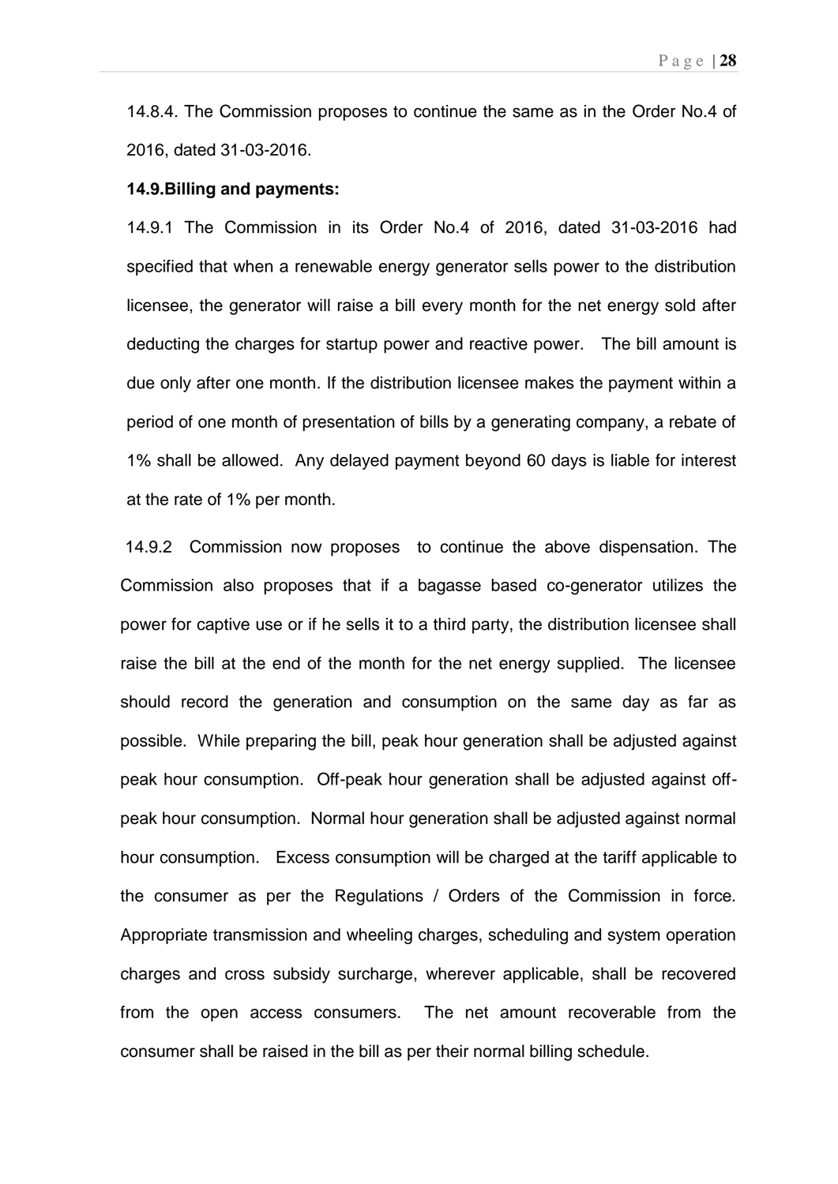14.8.4. The Commission proposes to continue the same as in the Order No.4 of 2016, dated 31-03-2016.

**14.9.Billing and payments:**

14.9.1 The Commission in its Order No.4 of 2016, dated 31-03-2016 had specified that when a renewable energy generator sells power to the distribution licensee, the generator will raise a bill every month for the net energy sold after deducting the charges for startup power and reactive power. The bill amount is due only after one month. If the distribution licensee makes the payment within a period of one month of presentation of bills by a generating company, a rebate of 1% shall be allowed. Any delayed payment beyond 60 days is liable for interest at the rate of 1% per month.

14.9.2 Commission now proposes to continue the above dispensation. The Commission also proposes that if a bagasse based co-generator utilizes the power for captive use or if he sells it to a third party, the distribution licensee shall raise the bill at the end of the month for the net energy supplied. The licensee should record the generation and consumption on the same day as far as possible. While preparing the bill, peak hour generation shall be adjusted against peak hour consumption. Off-peak hour generation shall be adjusted against off-peak hour consumption. Normal hour generation shall be adjusted against normal hour consumption. Excess consumption will be charged at the tariff applicable to the consumer as per the Regulations / Orders of the Commission in force. Appropriate transmission and wheeling charges, scheduling and system operation charges and cross subsidy surcharge, wherever applicable, shall be recovered from the open access consumers. The net amount recoverable from the consumer shall be raised in the bill as per their normal billing schedule.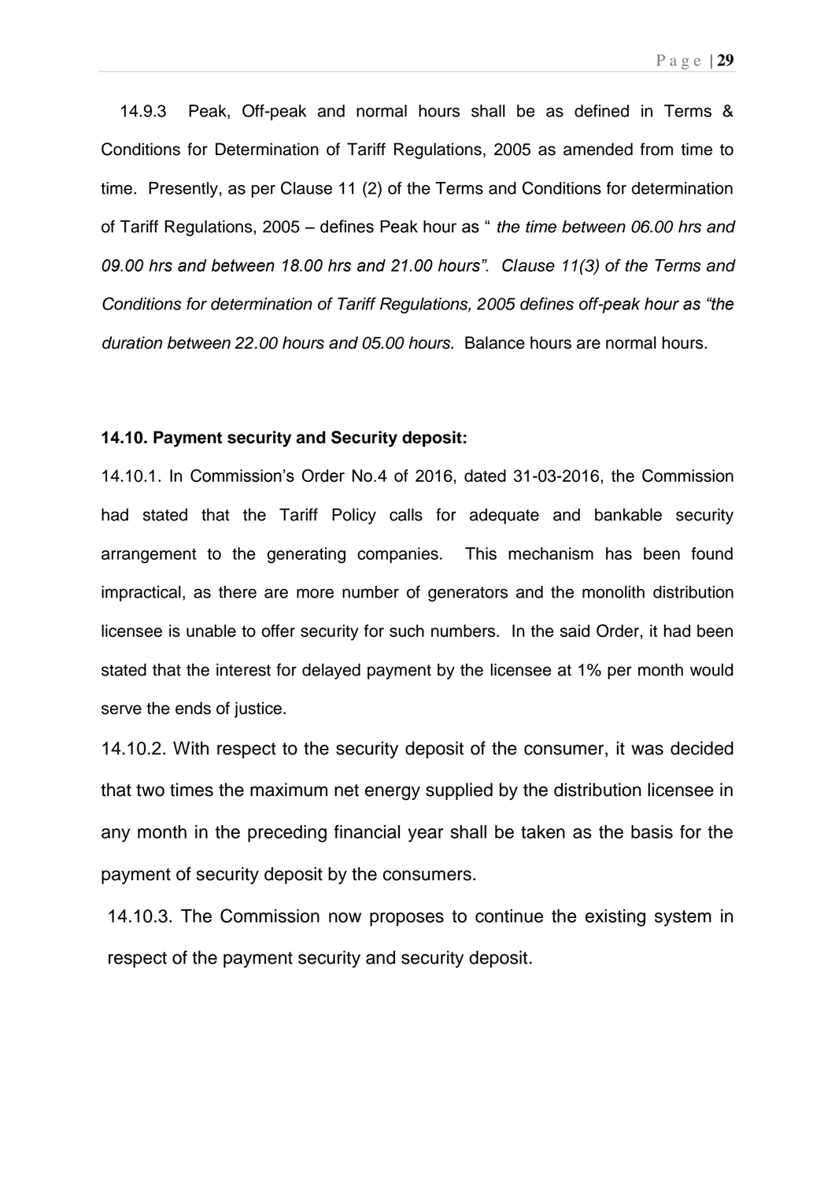14.9.3 Peak, Off-peak and normal hours shall be as defined in Terms & Conditions for Determination of Tariff Regulations, 2005 as amended from time to time. Presently, as per Clause 11 (2) of the Terms and Conditions for determination of Tariff Regulations, 2005 – defines Peak hour as " *the time between 06.00 hrs and 09.00 hrs and between 18.00 hrs and 21.00 hours". Clause 11(3) of the Terms and Conditions for determination of Tariff Regulations, 2005 defines off-peak hour as "the duration between 22.00 hours and 05.00 hours.* Balance hours are normal hours.

**14.10. Payment security and Security deposit:**

14.10.1. In Commission's Order No.4 of 2016, dated 31-03-2016, the Commission had stated that the Tariff Policy calls for adequate and bankable security arrangement to the generating companies. This mechanism has been found impractical, as there are more number of generators and the monolith distribution licensee is unable to offer security for such numbers. In the said Order, it had been stated that the interest for delayed payment by the licensee at 1% per month would serve the ends of justice.

14.10.2. With respect to the security deposit of the consumer, it was decided that two times the maximum net energy supplied by the distribution licensee in any month in the preceding financial year shall be taken as the basis for the payment of security deposit by the consumers.

14.10.3. The Commission now proposes to continue the existing system in respect of the payment security and security deposit.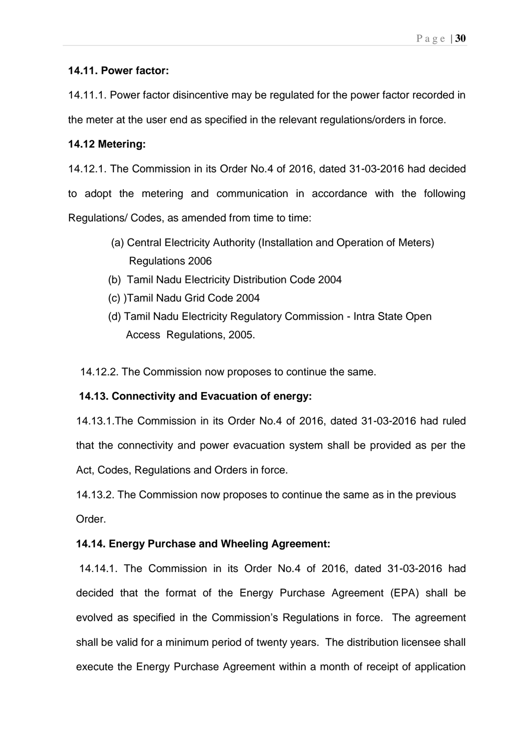**14.11. Power factor:**

14.11.1. Power factor disincentive may be regulated for the power factor recorded in the meter at the user end as specified in the relevant regulations/orders in force.

**14.12 Metering:**

14.12.1. The Commission in its Order No.4 of 2016, dated 31-03-2016 had decided to adopt the metering and communication in accordance with the following Regulations/ Codes, as amended from time to time:

(a) Central Electricity Authority (Installation and Operation of Meters) Regulations 2006

(b) Tamil Nadu Electricity Distribution Code 2004

(c) )Tamil Nadu Grid Code 2004

(d) Tamil Nadu Electricity Regulatory Commission - Intra State Open Access Regulations, 2005.

14.12.2. The Commission now proposes to continue the same.

**14.13. Connectivity and Evacuation of energy:**

14.13.1.The Commission in its Order No.4 of 2016, dated 31-03-2016 had ruled that the connectivity and power evacuation system shall be provided as per the Act, Codes, Regulations and Orders in force.

14.13.2. The Commission now proposes to continue the same as in the previous Order.

**14.14. Energy Purchase and Wheeling Agreement:**

14.14.1. The Commission in its Order No.4 of 2016, dated 31-03-2016 had decided that the format of the Energy Purchase Agreement (EPA) shall be evolved as specified in the Commission's Regulations in force. The agreement shall be valid for a minimum period of twenty years. The distribution licensee shall execute the Energy Purchase Agreement within a month of receipt of application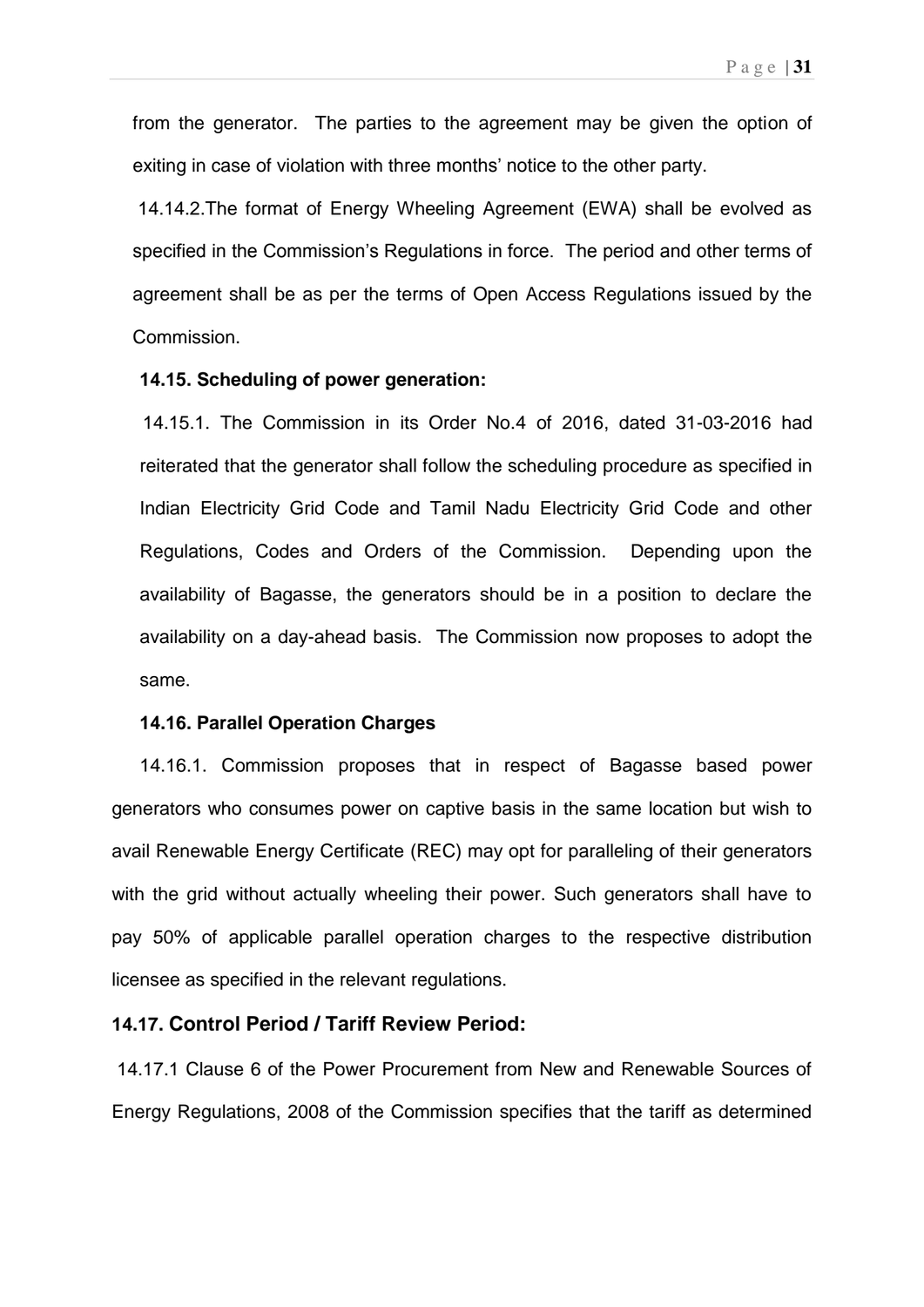from the generator. The parties to the agreement may be given the option of exiting in case of violation with three months' notice to the other party.

14.14.2.The format of Energy Wheeling Agreement (EWA) shall be evolved as specified in the Commission's Regulations in force. The period and other terms of agreement shall be as per the terms of Open Access Regulations issued by the Commission.

**14.15. Scheduling of power generation:**

14.15.1. The Commission in its Order No.4 of 2016, dated 31-03-2016 had reiterated that the generator shall follow the scheduling procedure as specified in Indian Electricity Grid Code and Tamil Nadu Electricity Grid Code and other Regulations, Codes and Orders of the Commission. Depending upon the availability of Bagasse, the generators should be in a position to declare the availability on a day-ahead basis. The Commission now proposes to adopt the same.

**14.16. Parallel Operation Charges**

14.16.1. Commission proposes that in respect of Bagasse based power generators who consumes power on captive basis in the same location but wish to avail Renewable Energy Certificate (REC) may opt for paralleling of their generators with the grid without actually wheeling their power. Such generators shall have to pay 50% of applicable parallel operation charges to the respective distribution licensee as specified in the relevant regulations.

### 14.17. Control Period / Tariff Review Period:

14.17.1 Clause 6 of the Power Procurement from New and Renewable Sources of Energy Regulations, 2008 of the Commission specifies that the tariff as determined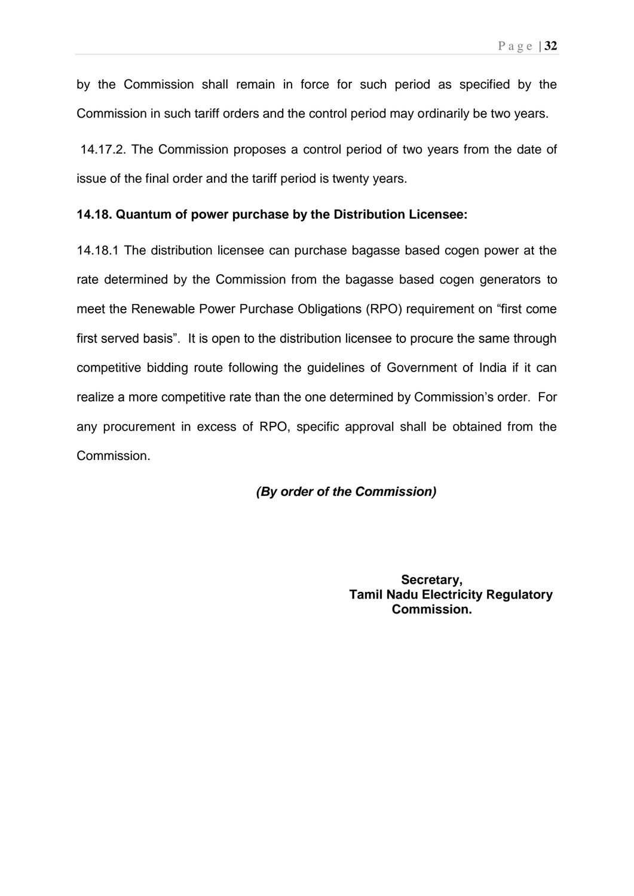by the Commission shall remain in force for such period as specified by the Commission in such tariff orders and the control period may ordinarily be two years.

14.17.2. The Commission proposes a control period of two years from the date of issue of the final order and the tariff period is twenty years.

**14.18. Quantum of power purchase by the Distribution Licensee:**

14.18.1 The distribution licensee can purchase bagasse based cogen power at the rate determined by the Commission from the bagasse based cogen generators to meet the Renewable Power Purchase Obligations (RPO) requirement on "first come first served basis". It is open to the distribution licensee to procure the same through competitive bidding route following the guidelines of Government of India if it can realize a more competitive rate than the one determined by Commission's order. For any procurement in excess of RPO, specific approval shall be obtained from the Commission.

***(By order of the Commission)***

**Secretary,**
**Tamil Nadu Electricity Regulatory Commission.**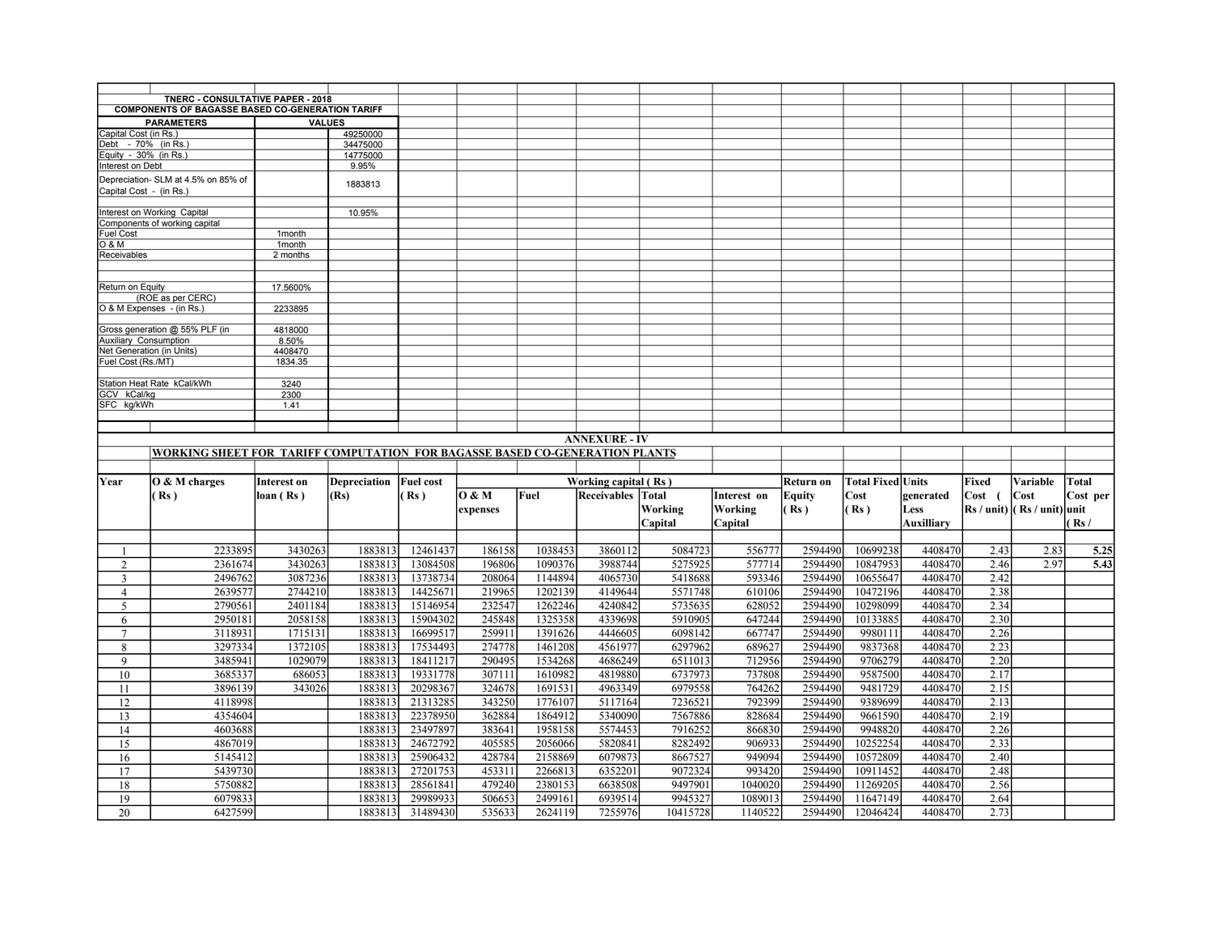**TNERC - CONSULTATIVE PAPER - 2018**

**COMPONENTS OF BAGASSE BASED CO-GENERATION TARIFF**

| PARAMETERS | VALUES | |
|---|---|---|
| Capital Cost (in Rs.) | | 49250000 |
| Debt - 70% (in Rs.) | | 34475000 |
| Equity - 30% (in Rs.) | | 14775000 |
| Interest on Debt | | 9.95% |
| Depreciation- SLM at 4.5% on 85% of Capital Cost - (in Rs.) | | 1883813 |
| Interest on Working Capital | | 10.95% |
| Components of working capital | | |
| Fuel Cost | 1month | |
| O & M | 1month | |
| Receivables | 2 months | |
| Return on Equity (ROE as per CERC) | 17.5600% | |
| O & M Expenses - (in Rs.) | 2233895 | |
| Gross generation @ 55% PLF (in | 4818000 | |
| Auxiliary Consumption | 8.50% | |
| Net Generation (in Units) | 4408470 | |
| Fuel Cost (Rs./MT) | 1834.35 | |
| Station Heat Rate kCal/kWh | 3240 | |
| GCV kCal/kg | 2300 | |
| SFC kg/kWh | 1.41 | |

## ANNEXURE - IV

**WORKING SHEET FOR TARIFF COMPUTATION FOR BAGASSE BASED CO-GENERATION PLANTS**

| Year | O & M charges ( Rs ) | Interest on loan ( Rs ) | Depreciation (Rs) | Fuel cost ( Rs ) | Working capital ( Rs ) O & M expenses | Fuel | Receivables | Total Working Capital | Interest on Working Capital | Return on Equity ( Rs ) | Total Fixed Cost ( Rs ) | Units generated Less Auxilliary | Fixed Cost ( Rs / unit) | Variable Cost ( Rs / unit) | Total Cost per unit ( Rs / |
|---|---|---|---|---|---|---|---|---|---|---|---|---|---|---|---|
| 1 | 2233895 | 3430263 | 1883813 | 12461437 | 186158 | 1038453 | 3860112 | 5084723 | 556777 | 2594490 | 10699238 | 4408470 | 2.43 | 2.83 | **5.25** |
| 2 | 2361674 | 3430263 | 1883813 | 13084508 | 196806 | 1090376 | 3988744 | 5275925 | 577714 | 2594490 | 10847953 | 4408470 | 2.46 | 2.97 | **5.43** |
| 3 | 2496762 | 3087236 | 1883813 | 13738734 | 208064 | 1144894 | 4065730 | 5418688 | 593346 | 2594490 | 10655647 | 4408470 | 2.42 | | |
| 4 | 2639577 | 2744210 | 1883813 | 14425671 | 219965 | 1202139 | 4149644 | 5571748 | 610106 | 2594490 | 10472196 | 4408470 | 2.38 | | |
| 5 | 2790561 | 2401184 | 1883813 | 15146954 | 232547 | 1262246 | 4240842 | 5735635 | 628052 | 2594490 | 10298099 | 4408470 | 2.34 | | |
| 6 | 2950181 | 2058158 | 1883813 | 15904302 | 245848 | 1325358 | 4339698 | 5910905 | 647244 | 2594490 | 10133885 | 4408470 | 2.30 | | |
| 7 | 3118931 | 1715131 | 1883813 | 16699517 | 259911 | 1391626 | 4446605 | 6098142 | 667747 | 2594490 | 9980111 | 4408470 | 2.26 | | |
| 8 | 3297334 | 1372105 | 1883813 | 17534493 | 274778 | 1461208 | 4561977 | 6297962 | 689627 | 2594490 | 9837368 | 4408470 | 2.23 | | |
| 9 | 3485941 | 1029079 | 1883813 | 18411217 | 290495 | 1534268 | 4686249 | 6511013 | 712956 | 2594490 | 9706279 | 4408470 | 2.20 | | |
| 10 | 3685337 | 686053 | 1883813 | 19331778 | 307111 | 1610982 | 4819880 | 6737973 | 737808 | 2594490 | 9587500 | 4408470 | 2.17 | | |
| 11 | 3896139 | 343026 | 1883813 | 20298367 | 324678 | 1691531 | 4963349 | 6979558 | 764262 | 2594490 | 9481729 | 4408470 | 2.15 | | |
| 12 | 4118998 | | 1883813 | 21313285 | 343250 | 1776107 | 5117164 | 7236521 | 792399 | 2594490 | 9389699 | 4408470 | 2.13 | | |
| 13 | 4354604 | | 1883813 | 22378950 | 362884 | 1864912 | 5340090 | 7567886 | 828684 | 2594490 | 9661590 | 4408470 | 2.19 | | |
| 14 | 4603688 | | 1883813 | 23497897 | 383641 | 1958158 | 5574453 | 7916252 | 866830 | 2594490 | 9948820 | 4408470 | 2.26 | | |
| 15 | 4867019 | | 1883813 | 24672792 | 405585 | 2056066 | 5820841 | 8282492 | 906933 | 2594490 | 10252254 | 4408470 | 2.33 | | |
| 16 | 5145412 | | 1883813 | 25906432 | 428784 | 2158869 | 6079873 | 8667527 | 949094 | 2594490 | 10572809 | 4408470 | 2.40 | | |
| 17 | 5439730 | | 1883813 | 27201753 | 453311 | 2266813 | 6352201 | 9072324 | 993420 | 2594490 | 10911452 | 4408470 | 2.48 | | |
| 18 | 5750882 | | 1883813 | 28561841 | 479240 | 2380153 | 6638508 | 9497901 | 1040020 | 2594490 | 11269205 | 4408470 | 2.56 | | |
| 19 | 6079833 | | 1883813 | 29989933 | 506653 | 2499161 | 6939514 | 9945327 | 1089013 | 2594490 | 11647149 | 4408470 | 2.64 | | |
| 20 | 6427599 | | 1883813 | 31489430 | 535633 | 2624119 | 7255976 | 10415728 | 1140522 | 2594490 | 12046424 | 4408470 | 2.73 | | |